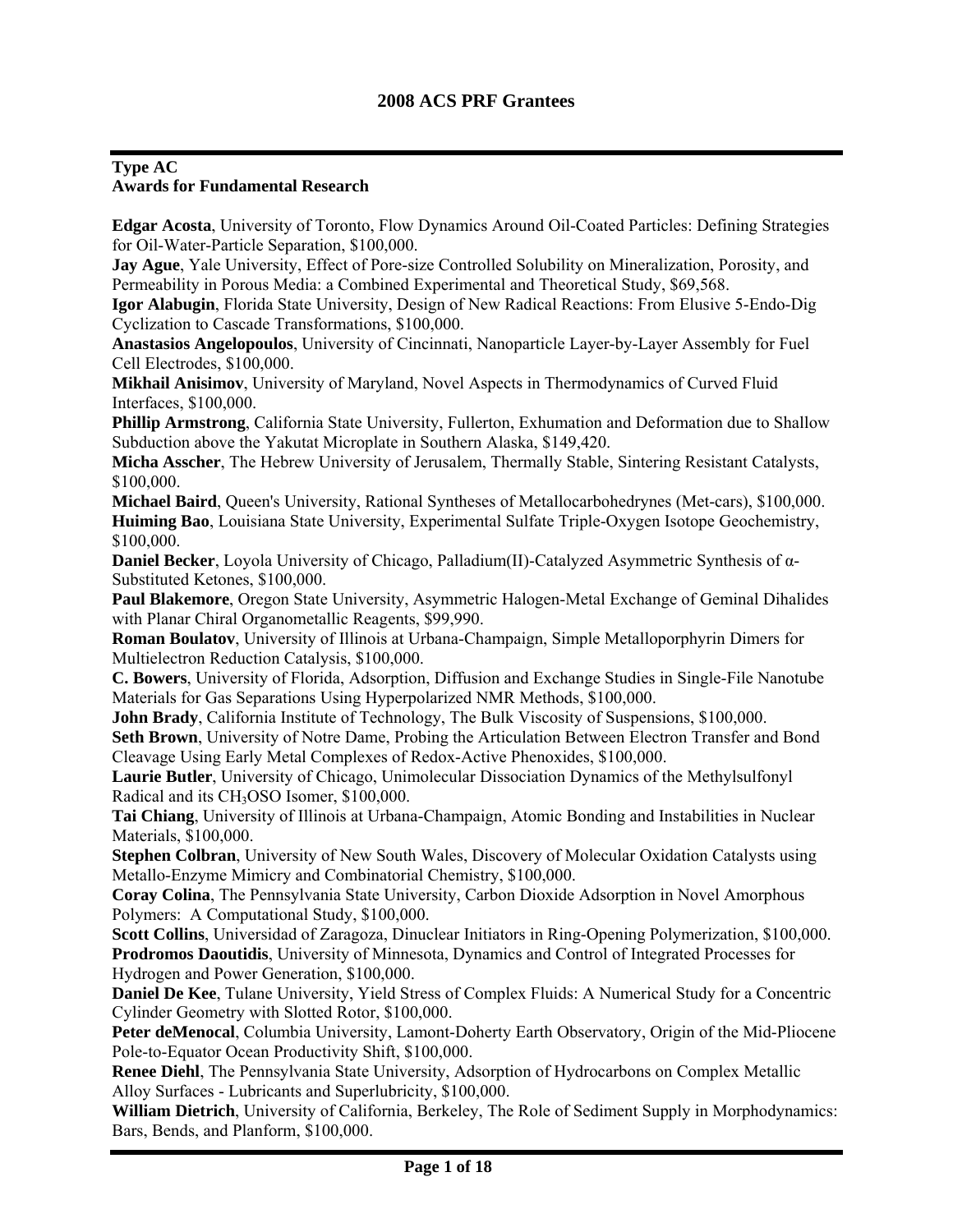# 2008 ACS PRF Grantees

## Type AC
## Awards for Fundamental Research

**Edgar Acosta**, University of Toronto, Flow Dynamics Around Oil-Coated Particles: Defining Strategies for Oil-Water-Particle Separation, $100,000.

**Jay Ague**, Yale University, Effect of Pore-size Controlled Solubility on Mineralization, Porosity, and Permeability in Porous Media: a Combined Experimental and Theoretical Study, $69,568.

**Igor Alabugin**, Florida State University, Design of New Radical Reactions: From Elusive 5-Endo-Dig Cyclization to Cascade Transformations, $100,000.

**Anastasios Angelopoulos**, University of Cincinnati, Nanoparticle Layer-by-Layer Assembly for Fuel Cell Electrodes, $100,000.

**Mikhail Anisimov**, University of Maryland, Novel Aspects in Thermodynamics of Curved Fluid Interfaces, $100,000.

**Phillip Armstrong**, California State University, Fullerton, Exhumation and Deformation due to Shallow Subduction above the Yakutat Microplate in Southern Alaska, $149,420.

**Micha Asscher**, The Hebrew University of Jerusalem, Thermally Stable, Sintering Resistant Catalysts, $100,000.

**Michael Baird**, Queen's University, Rational Syntheses of Metallocarbohedrynes (Met-cars), $100,000.

**Huiming Bao**, Louisiana State University, Experimental Sulfate Triple-Oxygen Isotope Geochemistry, $100,000.

**Daniel Becker**, Loyola University of Chicago, Palladium(II)-Catalyzed Asymmetric Synthesis of α-Substituted Ketones, $100,000.

**Paul Blakemore**, Oregon State University, Asymmetric Halogen-Metal Exchange of Geminal Dihalides with Planar Chiral Organometallic Reagents, $99,990.

**Roman Boulatov**, University of Illinois at Urbana-Champaign, Simple Metalloporphyrin Dimers for Multielectron Reduction Catalysis, $100,000.

**C. Bowers**, University of Florida, Adsorption, Diffusion and Exchange Studies in Single-File Nanotube Materials for Gas Separations Using Hyperpolarized NMR Methods, $100,000.

**John Brady**, California Institute of Technology, The Bulk Viscosity of Suspensions, $100,000.

**Seth Brown**, University of Notre Dame, Probing the Articulation Between Electron Transfer and Bond Cleavage Using Early Metal Complexes of Redox-Active Phenoxides, $100,000.

**Laurie Butler**, University of Chicago, Unimolecular Dissociation Dynamics of the Methylsulfonyl Radical and its $CH_3OSO$ Isomer, $100,000.

**Tai Chiang**, University of Illinois at Urbana-Champaign, Atomic Bonding and Instabilities in Nuclear Materials, $100,000.

**Stephen Colbran**, University of New South Wales, Discovery of Molecular Oxidation Catalysts using Metallo-Enzyme Mimicry and Combinatorial Chemistry, $100,000.

**Coray Colina**, The Pennsylvania State University, Carbon Dioxide Adsorption in Novel Amorphous Polymers: A Computational Study, $100,000.

**Scott Collins**, Universidad of Zaragoza, Dinuclear Initiators in Ring-Opening Polymerization, $100,000.

**Prodromos Daoutidis**, University of Minnesota, Dynamics and Control of Integrated Processes for Hydrogen and Power Generation, $100,000.

**Daniel De Kee**, Tulane University, Yield Stress of Complex Fluids: A Numerical Study for a Concentric Cylinder Geometry with Slotted Rotor, $100,000.

**Peter deMenocal**, Columbia University, Lamont-Doherty Earth Observatory, Origin of the Mid-Pliocene Pole-to-Equator Ocean Productivity Shift, $100,000.

**Renee Diehl**, The Pennsylvania State University, Adsorption of Hydrocarbons on Complex Metallic Alloy Surfaces - Lubricants and Superlubricity, $100,000.

**William Dietrich**, University of California, Berkeley, The Role of Sediment Supply in Morphodynamics: Bars, Bends, and Planform, $100,000.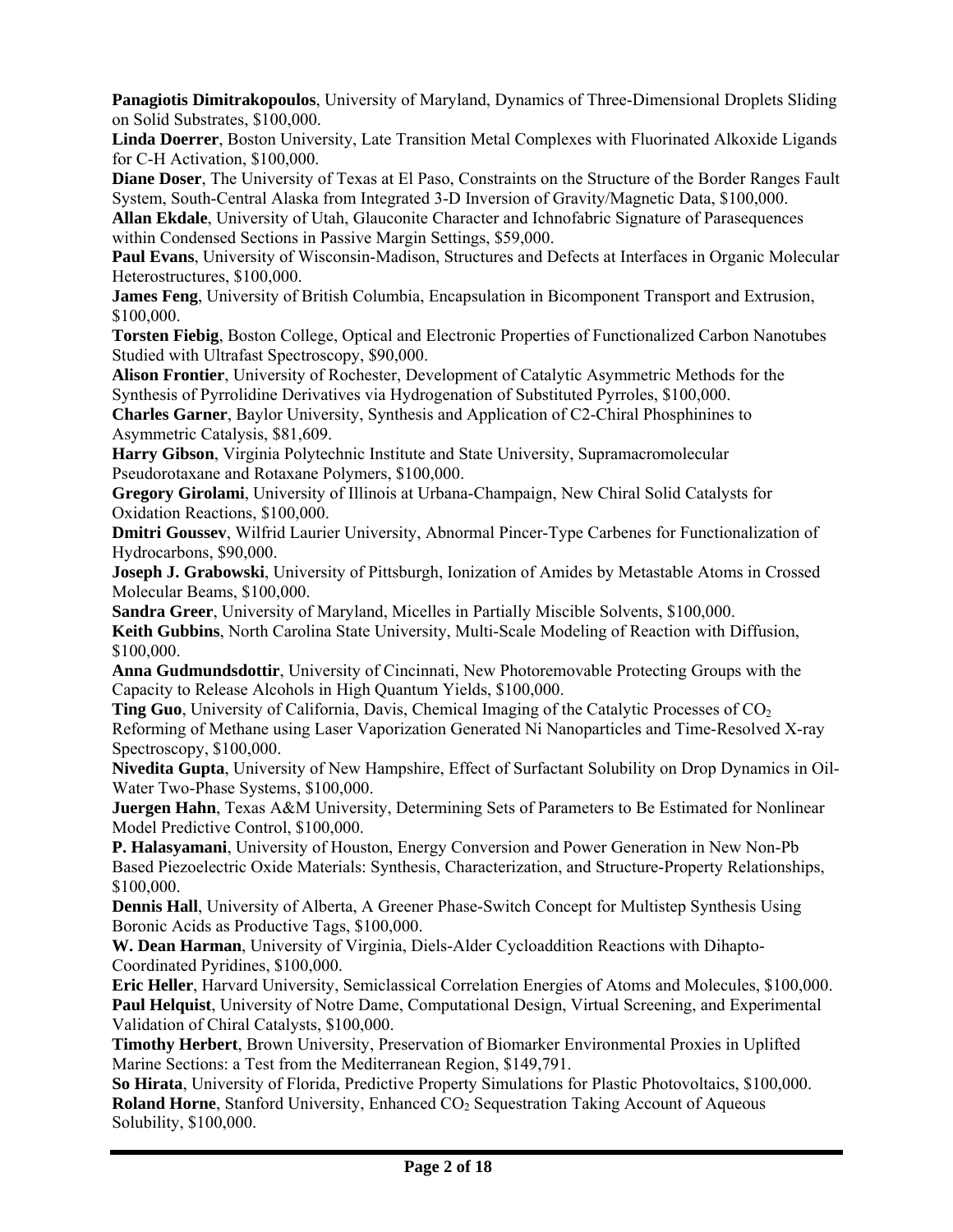**Panagiotis Dimitrakopoulos**, University of Maryland, Dynamics of Three-Dimensional Droplets Sliding on Solid Substrates, $100,000.

**Linda Doerrer**, Boston University, Late Transition Metal Complexes with Fluorinated Alkoxide Ligands for C-H Activation, $100,000.

**Diane Doser**, The University of Texas at El Paso, Constraints on the Structure of the Border Ranges Fault System, South-Central Alaska from Integrated 3-D Inversion of Gravity/Magnetic Data, $100,000.

**Allan Ekdale**, University of Utah, Glauconite Character and Ichnofabric Signature of Parasequences within Condensed Sections in Passive Margin Settings, $59,000.

**Paul Evans**, University of Wisconsin-Madison, Structures and Defects at Interfaces in Organic Molecular Heterostructures, $100,000.

**James Feng**, University of British Columbia, Encapsulation in Bicomponent Transport and Extrusion, $100,000.

**Torsten Fiebig**, Boston College, Optical and Electronic Properties of Functionalized Carbon Nanotubes Studied with Ultrafast Spectroscopy, $90,000.

**Alison Frontier**, University of Rochester, Development of Catalytic Asymmetric Methods for the Synthesis of Pyrrolidine Derivatives via Hydrogenation of Substituted Pyrroles, $100,000.

**Charles Garner**, Baylor University, Synthesis and Application of C2-Chiral Phosphinines to Asymmetric Catalysis, $81,609.

**Harry Gibson**, Virginia Polytechnic Institute and State University, Supramacromolecular Pseudorotaxane and Rotaxane Polymers, $100,000.

**Gregory Girolami**, University of Illinois at Urbana-Champaign, New Chiral Solid Catalysts for Oxidation Reactions, $100,000.

**Dmitri Goussev**, Wilfrid Laurier University, Abnormal Pincer-Type Carbenes for Functionalization of Hydrocarbons, $90,000.

**Joseph J. Grabowski**, University of Pittsburgh, Ionization of Amides by Metastable Atoms in Crossed Molecular Beams, $100,000.

**Sandra Greer**, University of Maryland, Micelles in Partially Miscible Solvents, $100,000.

**Keith Gubbins**, North Carolina State University, Multi-Scale Modeling of Reaction with Diffusion, $100,000.

**Anna Gudmundsdottir**, University of Cincinnati, New Photoremovable Protecting Groups with the Capacity to Release Alcohols in High Quantum Yields, $100,000.

**Ting Guo**, University of California, Davis, Chemical Imaging of the Catalytic Processes of $CO_2$ Reforming of Methane using Laser Vaporization Generated Ni Nanoparticles and Time-Resolved X-ray Spectroscopy, $100,000.

**Nivedita Gupta**, University of New Hampshire, Effect of Surfactant Solubility on Drop Dynamics in Oil-Water Two-Phase Systems, $100,000.

**Juergen Hahn**, Texas A&M University, Determining Sets of Parameters to Be Estimated for Nonlinear Model Predictive Control, $100,000.

**P. Halasyamani**, University of Houston, Energy Conversion and Power Generation in New Non-Pb Based Piezoelectric Oxide Materials: Synthesis, Characterization, and Structure-Property Relationships, $100,000.

**Dennis Hall**, University of Alberta, A Greener Phase-Switch Concept for Multistep Synthesis Using Boronic Acids as Productive Tags, $100,000.

**W. Dean Harman**, University of Virginia, Diels-Alder Cycloaddition Reactions with Dihapto-Coordinated Pyridines, $100,000.

**Eric Heller**, Harvard University, Semiclassical Correlation Energies of Atoms and Molecules, $100,000.

**Paul Helquist**, University of Notre Dame, Computational Design, Virtual Screening, and Experimental Validation of Chiral Catalysts, $100,000.

**Timothy Herbert**, Brown University, Preservation of Biomarker Environmental Proxies in Uplifted Marine Sections: a Test from the Mediterranean Region, $149,791.

**So Hirata**, University of Florida, Predictive Property Simulations for Plastic Photovoltaics, $100,000.

**Roland Horne**, Stanford University, Enhanced $CO_2$ Sequestration Taking Account of Aqueous Solubility, $100,000.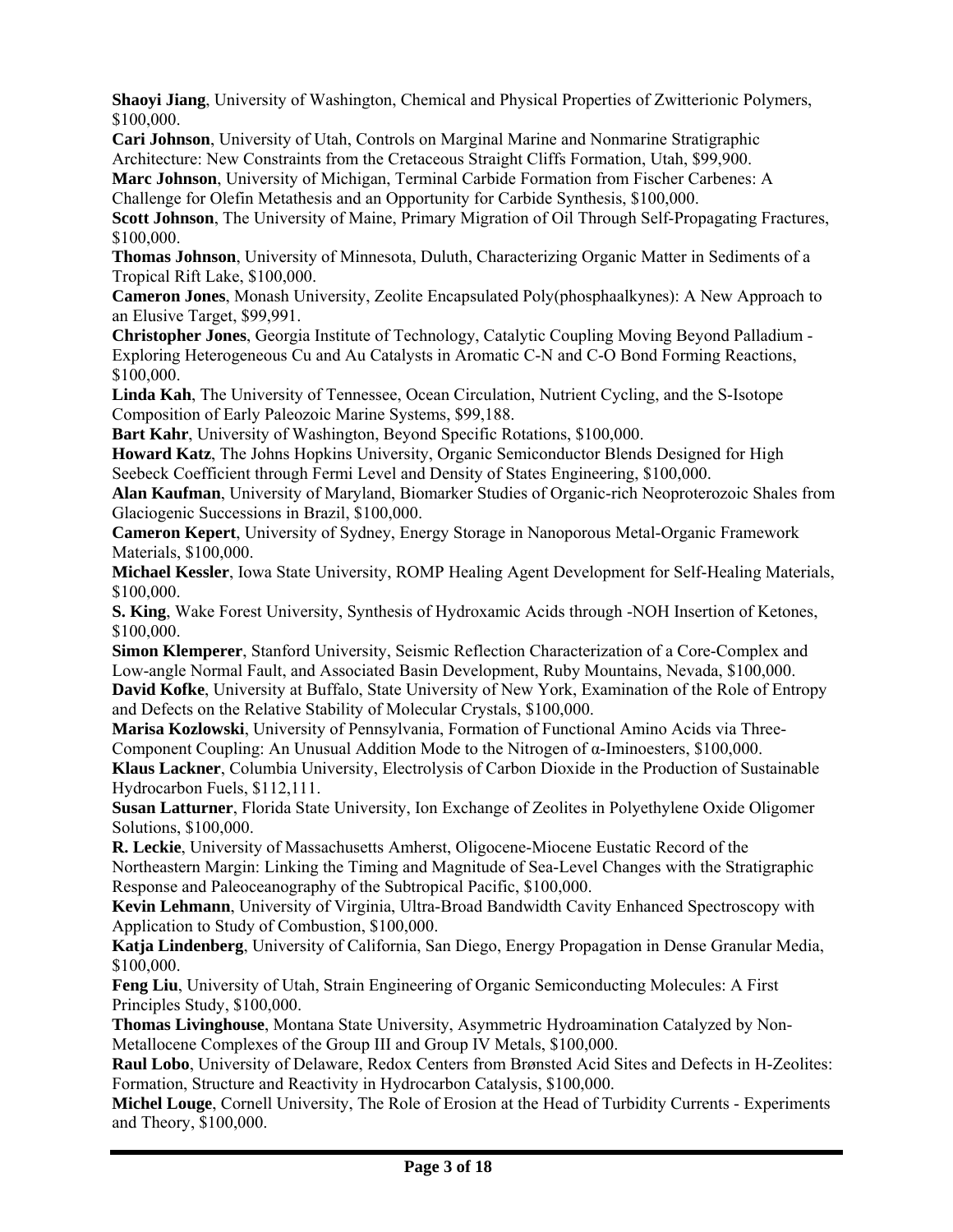**Shaoyi Jiang**, University of Washington, Chemical and Physical Properties of Zwitterionic Polymers, $100,000.

**Cari Johnson**, University of Utah, Controls on Marginal Marine and Nonmarine Stratigraphic Architecture: New Constraints from the Cretaceous Straight Cliffs Formation, Utah, $99,900.

**Marc Johnson**, University of Michigan, Terminal Carbide Formation from Fischer Carbenes: A Challenge for Olefin Metathesis and an Opportunity for Carbide Synthesis, $100,000.

**Scott Johnson**, The University of Maine, Primary Migration of Oil Through Self-Propagating Fractures, $100,000.

**Thomas Johnson**, University of Minnesota, Duluth, Characterizing Organic Matter in Sediments of a Tropical Rift Lake, $100,000.

**Cameron Jones**, Monash University, Zeolite Encapsulated Poly(phosphaalkynes): A New Approach to an Elusive Target, $99,991.

**Christopher Jones**, Georgia Institute of Technology, Catalytic Coupling Moving Beyond Palladium - Exploring Heterogeneous Cu and Au Catalysts in Aromatic C-N and C-O Bond Forming Reactions, $100,000.

**Linda Kah**, The University of Tennessee, Ocean Circulation, Nutrient Cycling, and the S-Isotope Composition of Early Paleozoic Marine Systems, $99,188.

**Bart Kahr**, University of Washington, Beyond Specific Rotations, $100,000.

**Howard Katz**, The Johns Hopkins University, Organic Semiconductor Blends Designed for High Seebeck Coefficient through Fermi Level and Density of States Engineering, $100,000.

**Alan Kaufman**, University of Maryland, Biomarker Studies of Organic-rich Neoproterozoic Shales from Glaciogenic Successions in Brazil, $100,000.

**Cameron Kepert**, University of Sydney, Energy Storage in Nanoporous Metal-Organic Framework Materials, $100,000.

**Michael Kessler**, Iowa State University, ROMP Healing Agent Development for Self-Healing Materials, $100,000.

**S. King**, Wake Forest University, Synthesis of Hydroxamic Acids through -NOH Insertion of Ketones, $100,000.

**Simon Klemperer**, Stanford University, Seismic Reflection Characterization of a Core-Complex and Low-angle Normal Fault, and Associated Basin Development, Ruby Mountains, Nevada, $100,000.

**David Kofke**, University at Buffalo, State University of New York, Examination of the Role of Entropy and Defects on the Relative Stability of Molecular Crystals, $100,000.

**Marisa Kozlowski**, University of Pennsylvania, Formation of Functional Amino Acids via Three-Component Coupling: An Unusual Addition Mode to the Nitrogen of α-Iminoesters, $100,000.

**Klaus Lackner**, Columbia University, Electrolysis of Carbon Dioxide in the Production of Sustainable Hydrocarbon Fuels, $112,111.

**Susan Latturner**, Florida State University, Ion Exchange of Zeolites in Polyethylene Oxide Oligomer Solutions, $100,000.

**R. Leckie**, University of Massachusetts Amherst, Oligocene-Miocene Eustatic Record of the Northeastern Margin: Linking the Timing and Magnitude of Sea-Level Changes with the Stratigraphic Response and Paleoceanography of the Subtropical Pacific, $100,000.

**Kevin Lehmann**, University of Virginia, Ultra-Broad Bandwidth Cavity Enhanced Spectroscopy with Application to Study of Combustion, $100,000.

**Katja Lindenberg**, University of California, San Diego, Energy Propagation in Dense Granular Media, $100,000.

**Feng Liu**, University of Utah, Strain Engineering of Organic Semiconducting Molecules: A First Principles Study, $100,000.

**Thomas Livinghouse**, Montana State University, Asymmetric Hydroamination Catalyzed by Non-Metallocene Complexes of the Group III and Group IV Metals, $100,000.

**Raul Lobo**, University of Delaware, Redox Centers from Brønsted Acid Sites and Defects in H-Zeolites: Formation, Structure and Reactivity in Hydrocarbon Catalysis, $100,000.

**Michel Louge**, Cornell University, The Role of Erosion at the Head of Turbidity Currents - Experiments and Theory, $100,000.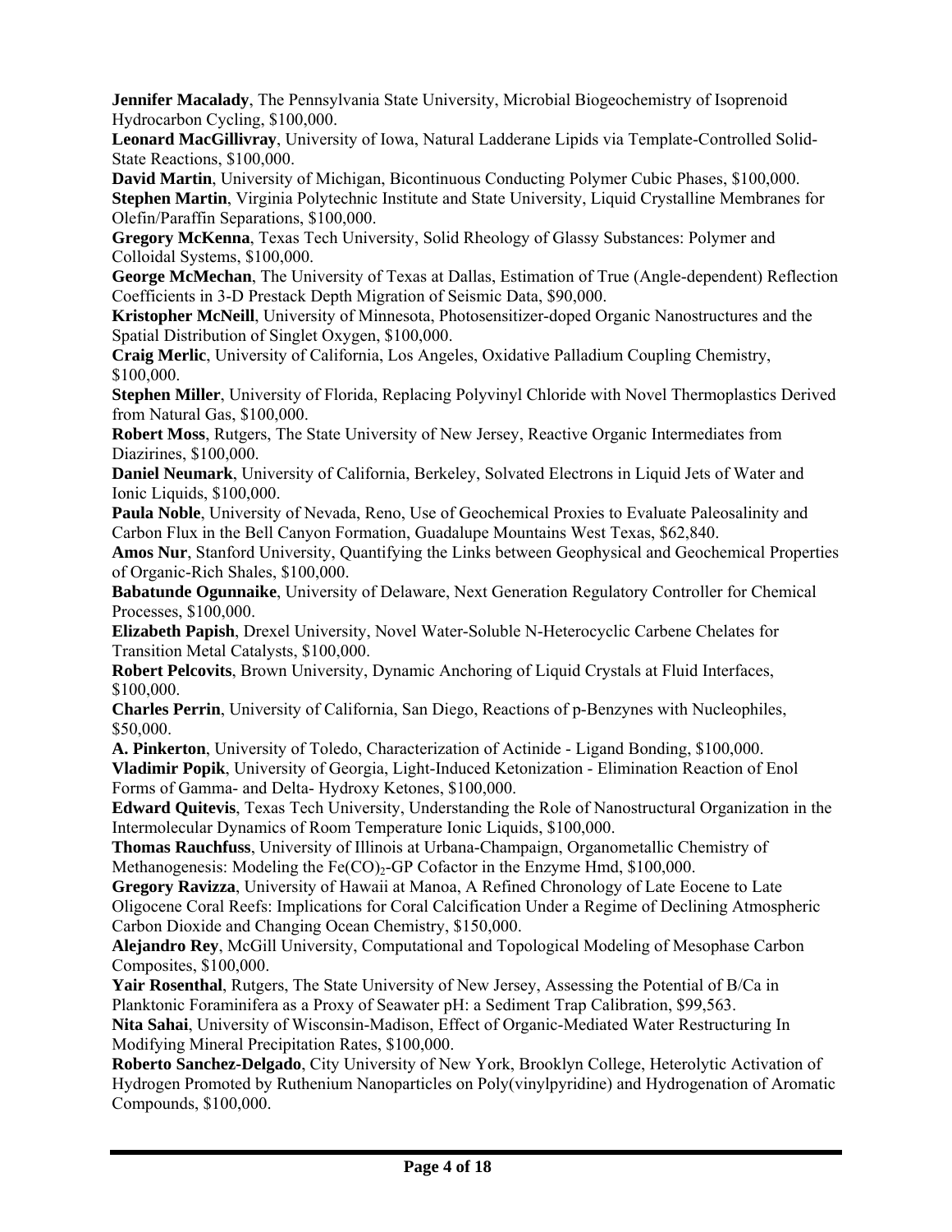**Jennifer Macalady**, The Pennsylvania State University, Microbial Biogeochemistry of Isoprenoid Hydrocarbon Cycling, $100,000.

**Leonard MacGillivray**, University of Iowa, Natural Ladderane Lipids via Template-Controlled Solid-State Reactions, $100,000.

**David Martin**, University of Michigan, Bicontinuous Conducting Polymer Cubic Phases, $100,000.

**Stephen Martin**, Virginia Polytechnic Institute and State University, Liquid Crystalline Membranes for Olefin/Paraffin Separations, $100,000.

**Gregory McKenna**, Texas Tech University, Solid Rheology of Glassy Substances: Polymer and Colloidal Systems, $100,000.

**George McMechan**, The University of Texas at Dallas, Estimation of True (Angle-dependent) Reflection Coefficients in 3-D Prestack Depth Migration of Seismic Data, $90,000.

**Kristopher McNeill**, University of Minnesota, Photosensitizer-doped Organic Nanostructures and the Spatial Distribution of Singlet Oxygen, $100,000.

**Craig Merlic**, University of California, Los Angeles, Oxidative Palladium Coupling Chemistry, $100,000.

**Stephen Miller**, University of Florida, Replacing Polyvinyl Chloride with Novel Thermoplastics Derived from Natural Gas, $100,000.

**Robert Moss**, Rutgers, The State University of New Jersey, Reactive Organic Intermediates from Diazirines, $100,000.

**Daniel Neumark**, University of California, Berkeley, Solvated Electrons in Liquid Jets of Water and Ionic Liquids, $100,000.

**Paula Noble**, University of Nevada, Reno, Use of Geochemical Proxies to Evaluate Paleosalinity and Carbon Flux in the Bell Canyon Formation, Guadalupe Mountains West Texas, $62,840.

**Amos Nur**, Stanford University, Quantifying the Links between Geophysical and Geochemical Properties of Organic-Rich Shales, $100,000.

**Babatunde Ogunnaike**, University of Delaware, Next Generation Regulatory Controller for Chemical Processes, $100,000.

**Elizabeth Papish**, Drexel University, Novel Water-Soluble N-Heterocyclic Carbene Chelates for Transition Metal Catalysts, $100,000.

**Robert Pelcovits**, Brown University, Dynamic Anchoring of Liquid Crystals at Fluid Interfaces, $100,000.

**Charles Perrin**, University of California, San Diego, Reactions of p-Benzynes with Nucleophiles, $50,000.

**A. Pinkerton**, University of Toledo, Characterization of Actinide - Ligand Bonding, $100,000.

**Vladimir Popik**, University of Georgia, Light-Induced Ketonization - Elimination Reaction of Enol Forms of Gamma- and Delta- Hydroxy Ketones, $100,000.

**Edward Quitevis**, Texas Tech University, Understanding the Role of Nanostructural Organization in the Intermolecular Dynamics of Room Temperature Ionic Liquids, $100,000.

**Thomas Rauchfuss**, University of Illinois at Urbana-Champaign, Organometallic Chemistry of Methanogenesis: Modeling the $Fe(CO)_2$-GP Cofactor in the Enzyme Hmd, $100,000.

**Gregory Ravizza**, University of Hawaii at Manoa, A Refined Chronology of Late Eocene to Late Oligocene Coral Reefs: Implications for Coral Calcification Under a Regime of Declining Atmospheric Carbon Dioxide and Changing Ocean Chemistry, $150,000.

**Alejandro Rey**, McGill University, Computational and Topological Modeling of Mesophase Carbon Composites, $100,000.

**Yair Rosenthal**, Rutgers, The State University of New Jersey, Assessing the Potential of B/Ca in Planktonic Foraminifera as a Proxy of Seawater pH: a Sediment Trap Calibration, $99,563.

**Nita Sahai**, University of Wisconsin-Madison, Effect of Organic-Mediated Water Restructuring In Modifying Mineral Precipitation Rates, $100,000.

**Roberto Sanchez-Delgado**, City University of New York, Brooklyn College, Heterolytic Activation of Hydrogen Promoted by Ruthenium Nanoparticles on Poly(vinylpyridine) and Hydrogenation of Aromatic Compounds, $100,000.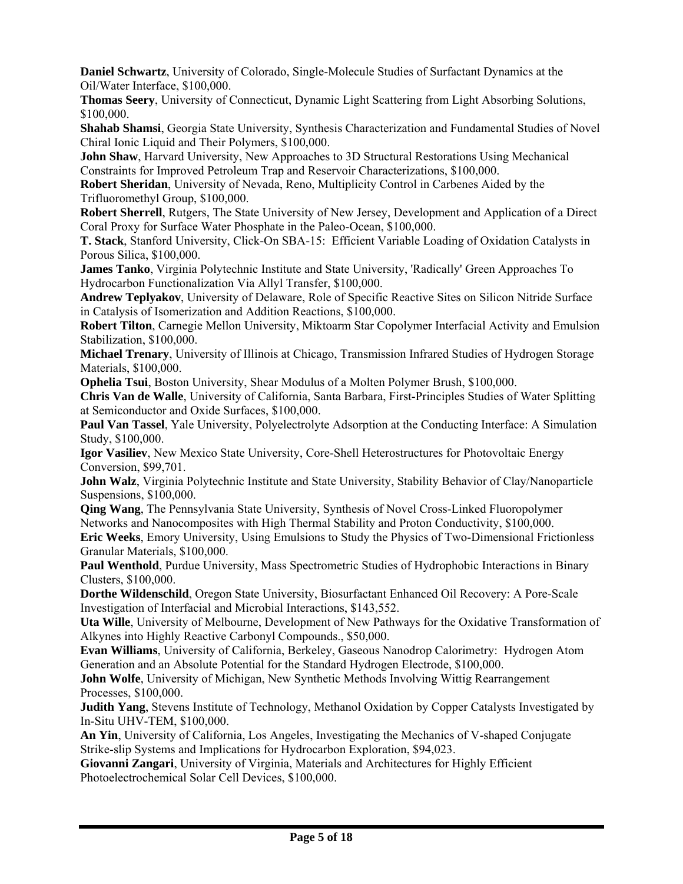**Daniel Schwartz**, University of Colorado, Single-Molecule Studies of Surfactant Dynamics at the Oil/Water Interface, $100,000.

**Thomas Seery**, University of Connecticut, Dynamic Light Scattering from Light Absorbing Solutions, $100,000.

**Shahab Shamsi**, Georgia State University, Synthesis Characterization and Fundamental Studies of Novel Chiral Ionic Liquid and Their Polymers, $100,000.

**John Shaw**, Harvard University, New Approaches to 3D Structural Restorations Using Mechanical Constraints for Improved Petroleum Trap and Reservoir Characterizations, $100,000.

**Robert Sheridan**, University of Nevada, Reno, Multiplicity Control in Carbenes Aided by the Trifluoromethyl Group, $100,000.

**Robert Sherrell**, Rutgers, The State University of New Jersey, Development and Application of a Direct Coral Proxy for Surface Water Phosphate in the Paleo-Ocean, $100,000.

**T. Stack**, Stanford University, Click-On SBA-15: Efficient Variable Loading of Oxidation Catalysts in Porous Silica, $100,000.

**James Tanko**, Virginia Polytechnic Institute and State University, 'Radically' Green Approaches To Hydrocarbon Functionalization Via Allyl Transfer, $100,000.

**Andrew Teplyakov**, University of Delaware, Role of Specific Reactive Sites on Silicon Nitride Surface in Catalysis of Isomerization and Addition Reactions, $100,000.

**Robert Tilton**, Carnegie Mellon University, Miktoarm Star Copolymer Interfacial Activity and Emulsion Stabilization, $100,000.

**Michael Trenary**, University of Illinois at Chicago, Transmission Infrared Studies of Hydrogen Storage Materials, $100,000.

**Ophelia Tsui**, Boston University, Shear Modulus of a Molten Polymer Brush, $100,000.

**Chris Van de Walle**, University of California, Santa Barbara, First-Principles Studies of Water Splitting at Semiconductor and Oxide Surfaces, $100,000.

**Paul Van Tassel**, Yale University, Polyelectrolyte Adsorption at the Conducting Interface: A Simulation Study, $100,000.

**Igor Vasiliev**, New Mexico State University, Core-Shell Heterostructures for Photovoltaic Energy Conversion, $99,701.

**John Walz**, Virginia Polytechnic Institute and State University, Stability Behavior of Clay/Nanoparticle Suspensions, $100,000.

**Qing Wang**, The Pennsylvania State University, Synthesis of Novel Cross-Linked Fluoropolymer Networks and Nanocomposites with High Thermal Stability and Proton Conductivity, $100,000.

**Eric Weeks**, Emory University, Using Emulsions to Study the Physics of Two-Dimensional Frictionless Granular Materials, $100,000.

**Paul Wenthold**, Purdue University, Mass Spectrometric Studies of Hydrophobic Interactions in Binary Clusters, $100,000.

**Dorthe Wildenschild**, Oregon State University, Biosurfactant Enhanced Oil Recovery: A Pore-Scale Investigation of Interfacial and Microbial Interactions, $143,552.

**Uta Wille**, University of Melbourne, Development of New Pathways for the Oxidative Transformation of Alkynes into Highly Reactive Carbonyl Compounds., $50,000.

**Evan Williams**, University of California, Berkeley, Gaseous Nanodrop Calorimetry: Hydrogen Atom Generation and an Absolute Potential for the Standard Hydrogen Electrode, $100,000.

**John Wolfe**, University of Michigan, New Synthetic Methods Involving Wittig Rearrangement Processes, $100,000.

**Judith Yang**, Stevens Institute of Technology, Methanol Oxidation by Copper Catalysts Investigated by In-Situ UHV-TEM, $100,000.

**An Yin**, University of California, Los Angeles, Investigating the Mechanics of V-shaped Conjugate Strike-slip Systems and Implications for Hydrocarbon Exploration, $94,023.

**Giovanni Zangari**, University of Virginia, Materials and Architectures for Highly Efficient Photoelectrochemical Solar Cell Devices, $100,000.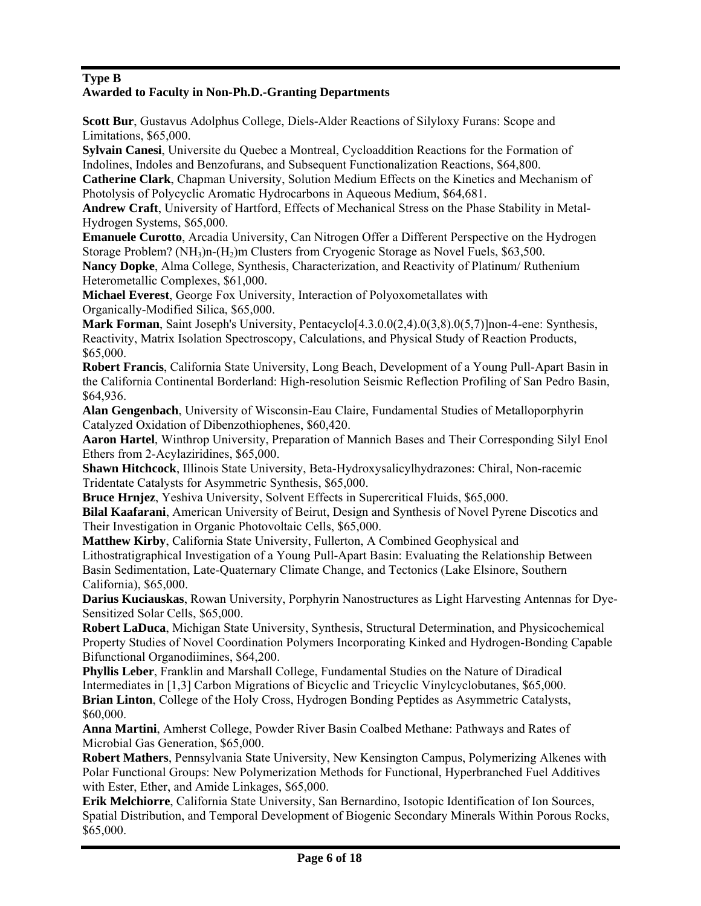## Type B
### Awarded to Faculty in Non-Ph.D.-Granting Departments

**Scott Bur**, Gustavus Adolphus College, Diels-Alder Reactions of Silyloxy Furans: Scope and Limitations, $65,000.

**Sylvain Canesi**, Universite du Quebec a Montreal, Cycloaddition Reactions for the Formation of Indolines, Indoles and Benzofurans, and Subsequent Functionalization Reactions, $64,800.

**Catherine Clark**, Chapman University, Solution Medium Effects on the Kinetics and Mechanism of Photolysis of Polycyclic Aromatic Hydrocarbons in Aqueous Medium, $64,681.

**Andrew Craft**, University of Hartford, Effects of Mechanical Stress on the Phase Stability in Metal-Hydrogen Systems, $65,000.

**Emanuele Curotto**, Arcadia University, Can Nitrogen Offer a Different Perspective on the Hydrogen Storage Problem? $(NH_3)$n-$(H_2)$m Clusters from Cryogenic Storage as Novel Fuels, $63,500.

**Nancy Dopke**, Alma College, Synthesis, Characterization, and Reactivity of Platinum/ Ruthenium Heterometallic Complexes, $61,000.

**Michael Everest**, George Fox University, Interaction of Polyoxometallates with Organically-Modified Silica, $65,000.

**Mark Forman**, Saint Joseph's University, Pentacyclo[4.3.0.0(2,4).0(3,8).0(5,7)]non-4-ene: Synthesis, Reactivity, Matrix Isolation Spectroscopy, Calculations, and Physical Study of Reaction Products, $65,000.

**Robert Francis**, California State University, Long Beach, Development of a Young Pull-Apart Basin in the California Continental Borderland: High-resolution Seismic Reflection Profiling of San Pedro Basin, $64,936.

**Alan Gengenbach**, University of Wisconsin-Eau Claire, Fundamental Studies of Metalloporphyrin Catalyzed Oxidation of Dibenzothiophenes, $60,420.

**Aaron Hartel**, Winthrop University, Preparation of Mannich Bases and Their Corresponding Silyl Enol Ethers from 2-Acylaziridines, $65,000.

**Shawn Hitchcock**, Illinois State University, Beta-Hydroxysalicylhydrazones: Chiral, Non-racemic Tridentate Catalysts for Asymmetric Synthesis, $65,000.

**Bruce Hrnjez**, Yeshiva University, Solvent Effects in Supercritical Fluids, $65,000.

**Bilal Kaafarani**, American University of Beirut, Design and Synthesis of Novel Pyrene Discotics and Their Investigation in Organic Photovoltaic Cells, $65,000.

**Matthew Kirby**, California State University, Fullerton, A Combined Geophysical and Lithostratigraphical Investigation of a Young Pull-Apart Basin: Evaluating the Relationship Between Basin Sedimentation, Late-Quaternary Climate Change, and Tectonics (Lake Elsinore, Southern California), $65,000.

**Darius Kuciauskas**, Rowan University, Porphyrin Nanostructures as Light Harvesting Antennas for Dye-Sensitized Solar Cells, $65,000.

**Robert LaDuca**, Michigan State University, Synthesis, Structural Determination, and Physicochemical Property Studies of Novel Coordination Polymers Incorporating Kinked and Hydrogen-Bonding Capable Bifunctional Organodiimines, $64,200.

**Phyllis Leber**, Franklin and Marshall College, Fundamental Studies on the Nature of Diradical Intermediates in [1,3] Carbon Migrations of Bicyclic and Tricyclic Vinylcyclobutanes, $65,000.

**Brian Linton**, College of the Holy Cross, Hydrogen Bonding Peptides as Asymmetric Catalysts, $60,000.

**Anna Martini**, Amherst College, Powder River Basin Coalbed Methane: Pathways and Rates of Microbial Gas Generation, $65,000.

**Robert Mathers**, Pennsylvania State University, New Kensington Campus, Polymerizing Alkenes with Polar Functional Groups: New Polymerization Methods for Functional, Hyperbranched Fuel Additives with Ester, Ether, and Amide Linkages, $65,000.

**Erik Melchiorre**, California State University, San Bernardino, Isotopic Identification of Ion Sources, Spatial Distribution, and Temporal Development of Biogenic Secondary Minerals Within Porous Rocks, $65,000.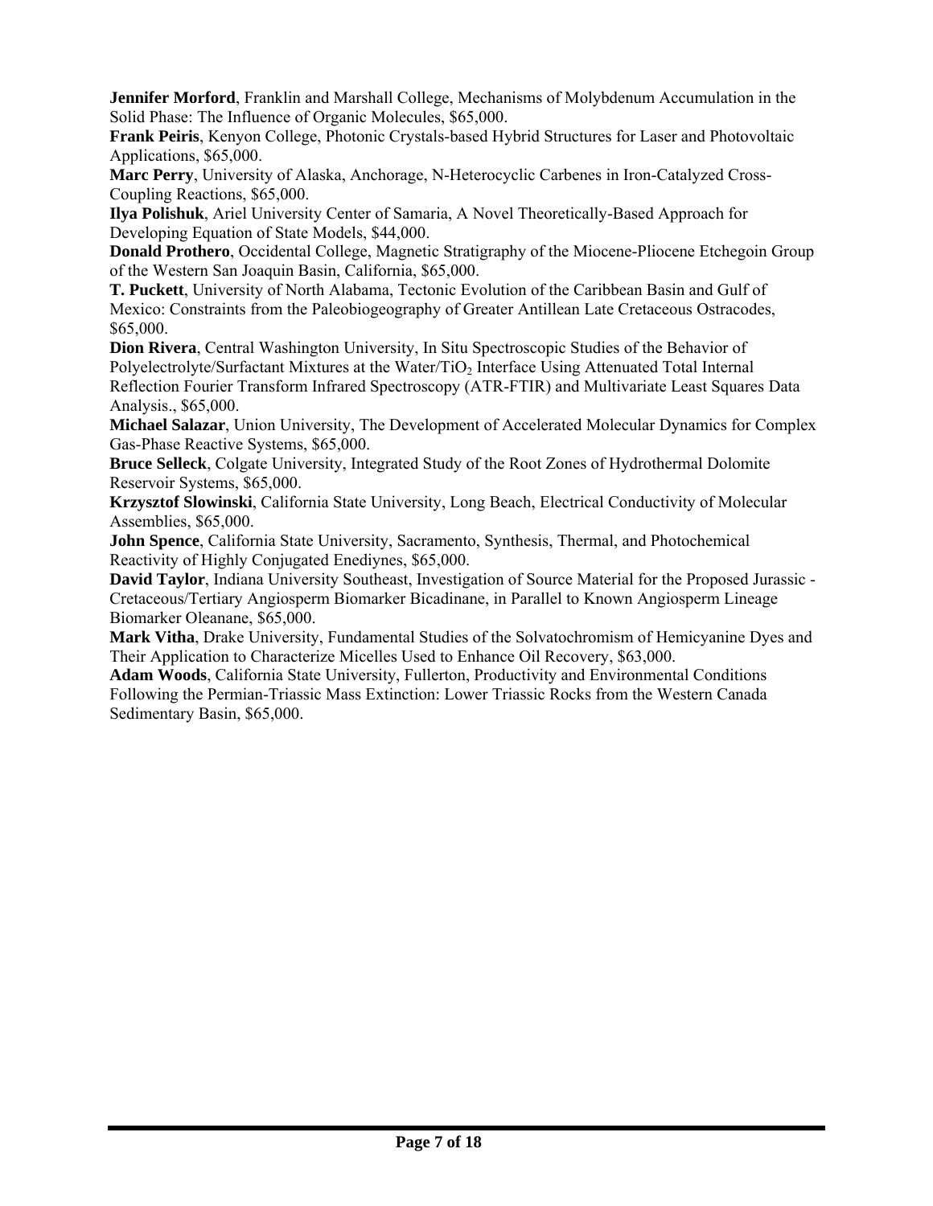**Jennifer Morford**, Franklin and Marshall College, Mechanisms of Molybdenum Accumulation in the Solid Phase: The Influence of Organic Molecules, $65,000.

**Frank Peiris**, Kenyon College, Photonic Crystals-based Hybrid Structures for Laser and Photovoltaic Applications, $65,000.

**Marc Perry**, University of Alaska, Anchorage, N-Heterocyclic Carbenes in Iron-Catalyzed Cross-Coupling Reactions, $65,000.

**Ilya Polishuk**, Ariel University Center of Samaria, A Novel Theoretically-Based Approach for Developing Equation of State Models, $44,000.

**Donald Prothero**, Occidental College, Magnetic Stratigraphy of the Miocene-Pliocene Etchegoin Group of the Western San Joaquin Basin, California, $65,000.

**T. Puckett**, University of North Alabama, Tectonic Evolution of the Caribbean Basin and Gulf of Mexico: Constraints from the Paleobiogeography of Greater Antillean Late Cretaceous Ostracodes, $65,000.

**Dion Rivera**, Central Washington University, In Situ Spectroscopic Studies of the Behavior of Polyelectrolyte/Surfactant Mixtures at the Water/$TiO_2$ Interface Using Attenuated Total Internal Reflection Fourier Transform Infrared Spectroscopy (ATR-FTIR) and Multivariate Least Squares Data Analysis., $65,000.

**Michael Salazar**, Union University, The Development of Accelerated Molecular Dynamics for Complex Gas-Phase Reactive Systems, $65,000.

**Bruce Selleck**, Colgate University, Integrated Study of the Root Zones of Hydrothermal Dolomite Reservoir Systems, $65,000.

**Krzysztof Slowinski**, California State University, Long Beach, Electrical Conductivity of Molecular Assemblies, $65,000.

**John Spence**, California State University, Sacramento, Synthesis, Thermal, and Photochemical Reactivity of Highly Conjugated Enediynes, $65,000.

**David Taylor**, Indiana University Southeast, Investigation of Source Material for the Proposed Jurassic - Cretaceous/Tertiary Angiosperm Biomarker Bicadinane, in Parallel to Known Angiosperm Lineage Biomarker Oleanane, $65,000.

**Mark Vitha**, Drake University, Fundamental Studies of the Solvatochromism of Hemicyanine Dyes and Their Application to Characterize Micelles Used to Enhance Oil Recovery, $63,000.

**Adam Woods**, California State University, Fullerton, Productivity and Environmental Conditions Following the Permian-Triassic Mass Extinction: Lower Triassic Rocks from the Western Canada Sedimentary Basin, $65,000.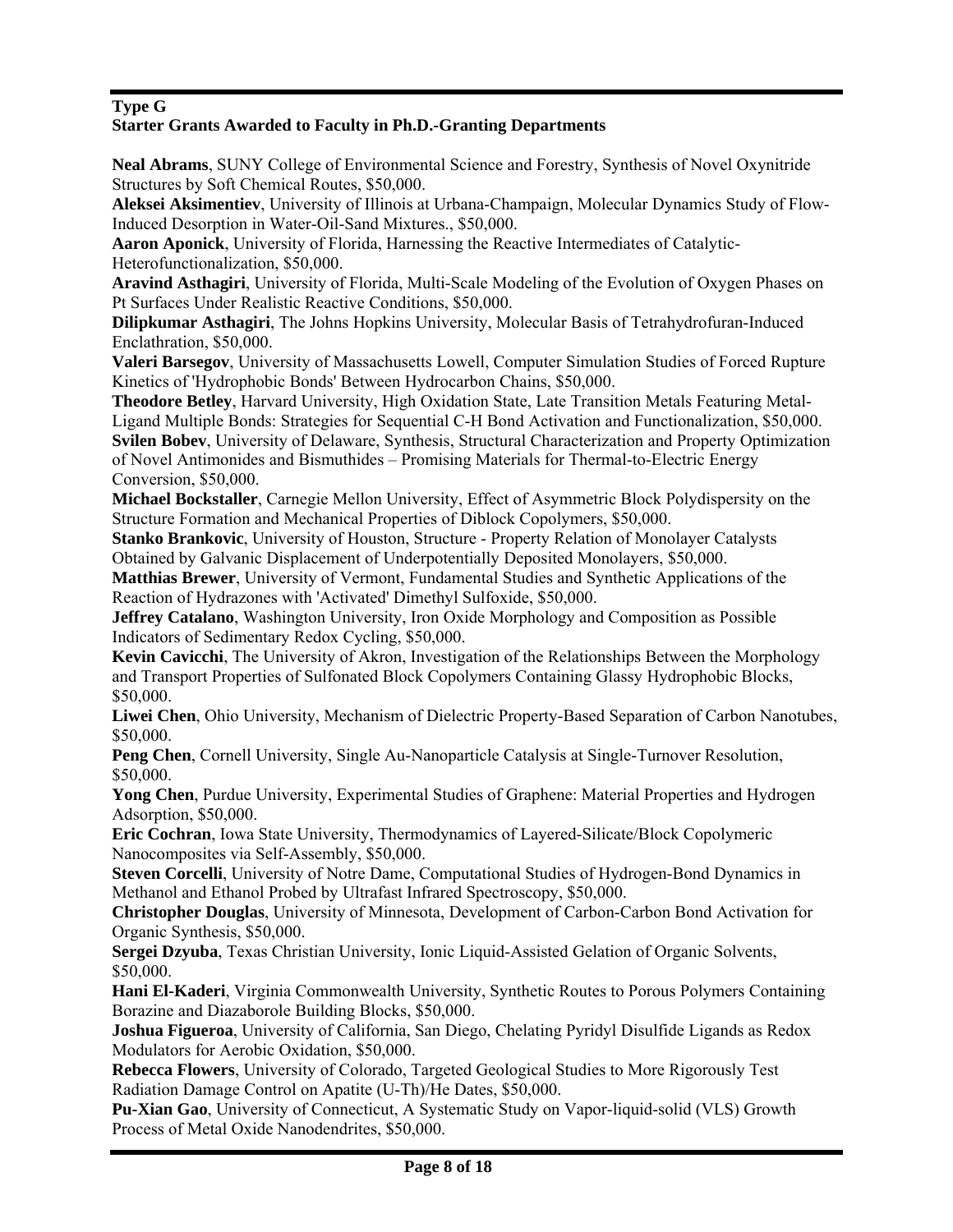**Type G**
**Starter Grants Awarded to Faculty in Ph.D.-Granting Departments**

**Neal Abrams**, SUNY College of Environmental Science and Forestry, Synthesis of Novel Oxynitride Structures by Soft Chemical Routes, $50,000.
**Aleksei Aksimentiev**, University of Illinois at Urbana-Champaign, Molecular Dynamics Study of Flow-Induced Desorption in Water-Oil-Sand Mixtures., $50,000.
**Aaron Aponick**, University of Florida, Harnessing the Reactive Intermediates of Catalytic-Heterofunctionalization, $50,000.
**Aravind Asthagiri**, University of Florida, Multi-Scale Modeling of the Evolution of Oxygen Phases on Pt Surfaces Under Realistic Reactive Conditions, $50,000.
**Dilipkumar Asthagiri**, The Johns Hopkins University, Molecular Basis of Tetrahydrofuran-Induced Enclathration, $50,000.
**Valeri Barsegov**, University of Massachusetts Lowell, Computer Simulation Studies of Forced Rupture Kinetics of 'Hydrophobic Bonds' Between Hydrocarbon Chains, $50,000.
**Theodore Betley**, Harvard University, High Oxidation State, Late Transition Metals Featuring Metal-Ligand Multiple Bonds: Strategies for Sequential C-H Bond Activation and Functionalization, $50,000.
**Svilen Bobev**, University of Delaware, Synthesis, Structural Characterization and Property Optimization of Novel Antimonides and Bismuthides – Promising Materials for Thermal-to-Electric Energy Conversion, $50,000.
**Michael Bockstaller**, Carnegie Mellon University, Effect of Asymmetric Block Polydispersity on the Structure Formation and Mechanical Properties of Diblock Copolymers, $50,000.
**Stanko Brankovic**, University of Houston, Structure - Property Relation of Monolayer Catalysts Obtained by Galvanic Displacement of Underpotentially Deposited Monolayers, $50,000.
**Matthias Brewer**, University of Vermont, Fundamental Studies and Synthetic Applications of the Reaction of Hydrazones with 'Activated' Dimethyl Sulfoxide, $50,000.
**Jeffrey Catalano**, Washington University, Iron Oxide Morphology and Composition as Possible Indicators of Sedimentary Redox Cycling, $50,000.
**Kevin Cavicchi**, The University of Akron, Investigation of the Relationships Between the Morphology and Transport Properties of Sulfonated Block Copolymers Containing Glassy Hydrophobic Blocks, $50,000.
**Liwei Chen**, Ohio University, Mechanism of Dielectric Property-Based Separation of Carbon Nanotubes, $50,000.
**Peng Chen**, Cornell University, Single Au-Nanoparticle Catalysis at Single-Turnover Resolution, $50,000.
**Yong Chen**, Purdue University, Experimental Studies of Graphene: Material Properties and Hydrogen Adsorption, $50,000.
**Eric Cochran**, Iowa State University, Thermodynamics of Layered-Silicate/Block Copolymeric Nanocomposites via Self-Assembly, $50,000.
**Steven Corcelli**, University of Notre Dame, Computational Studies of Hydrogen-Bond Dynamics in Methanol and Ethanol Probed by Ultrafast Infrared Spectroscopy, $50,000.
**Christopher Douglas**, University of Minnesota, Development of Carbon-Carbon Bond Activation for Organic Synthesis, $50,000.
**Sergei Dzyuba**, Texas Christian University, Ionic Liquid-Assisted Gelation of Organic Solvents, $50,000.
**Hani El-Kaderi**, Virginia Commonwealth University, Synthetic Routes to Porous Polymers Containing Borazine and Diazaborole Building Blocks, $50,000.
**Joshua Figueroa**, University of California, San Diego, Chelating Pyridyl Disulfide Ligands as Redox Modulators for Aerobic Oxidation, $50,000.
**Rebecca Flowers**, University of Colorado, Targeted Geological Studies to More Rigorously Test Radiation Damage Control on Apatite (U-Th)/He Dates, $50,000.
**Pu-Xian Gao**, University of Connecticut, A Systematic Study on Vapor-liquid-solid (VLS) Growth Process of Metal Oxide Nanodendrites, $50,000.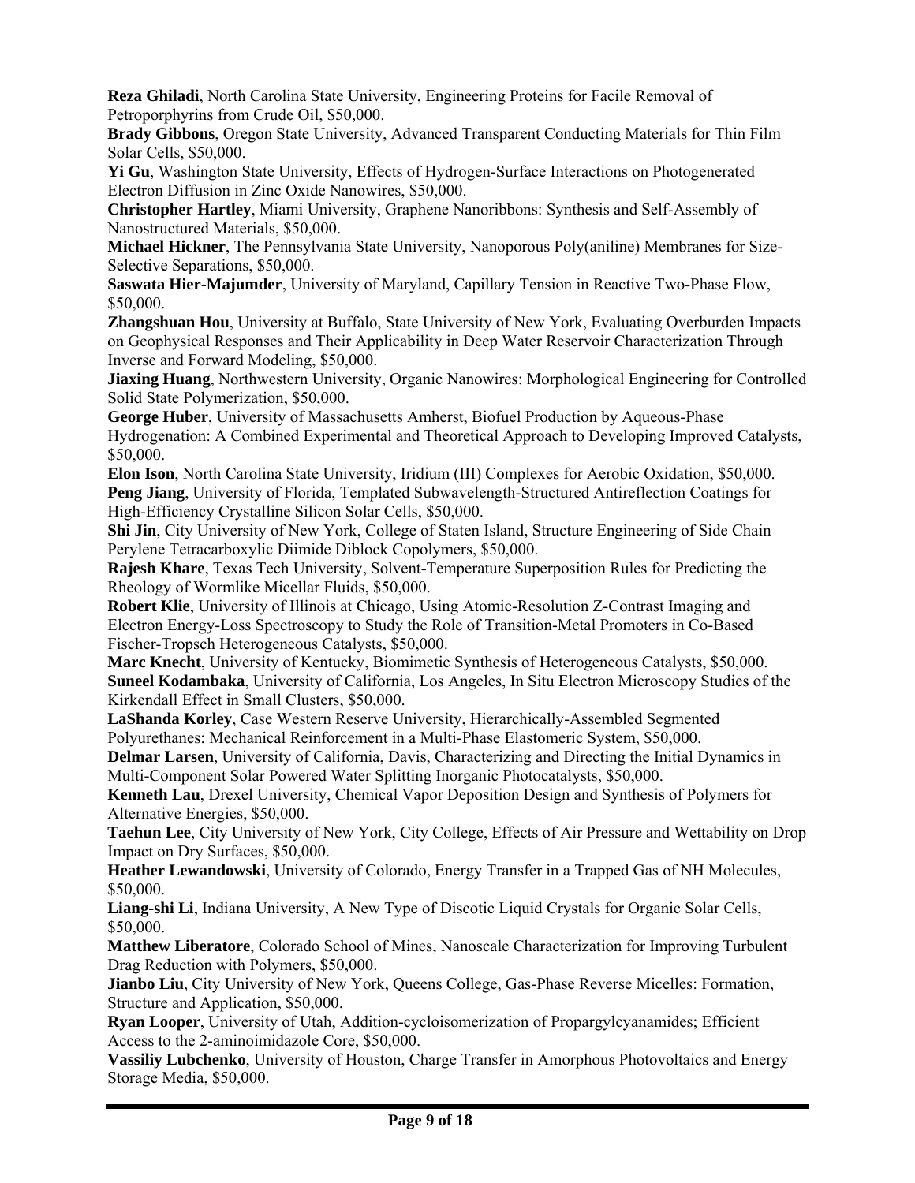**Reza Ghiladi**, North Carolina State University, Engineering Proteins for Facile Removal of Petroporphyrins from Crude Oil, $50,000.

**Brady Gibbons**, Oregon State University, Advanced Transparent Conducting Materials for Thin Film Solar Cells, $50,000.

**Yi Gu**, Washington State University, Effects of Hydrogen-Surface Interactions on Photogenerated Electron Diffusion in Zinc Oxide Nanowires, $50,000.

**Christopher Hartley**, Miami University, Graphene Nanoribbons: Synthesis and Self-Assembly of Nanostructured Materials, $50,000.

**Michael Hickner**, The Pennsylvania State University, Nanoporous Poly(aniline) Membranes for Size-Selective Separations, $50,000.

**Saswata Hier-Majumder**, University of Maryland, Capillary Tension in Reactive Two-Phase Flow, $50,000.

**Zhangshuan Hou**, University at Buffalo, State University of New York, Evaluating Overburden Impacts on Geophysical Responses and Their Applicability in Deep Water Reservoir Characterization Through Inverse and Forward Modeling, $50,000.

**Jiaxing Huang**, Northwestern University, Organic Nanowires: Morphological Engineering for Controlled Solid State Polymerization, $50,000.

**George Huber**, University of Massachusetts Amherst, Biofuel Production by Aqueous-Phase Hydrogenation: A Combined Experimental and Theoretical Approach to Developing Improved Catalysts, $50,000.

**Elon Ison**, North Carolina State University, Iridium (III) Complexes for Aerobic Oxidation, $50,000.

**Peng Jiang**, University of Florida, Templated Subwavelength-Structured Antireflection Coatings for High-Efficiency Crystalline Silicon Solar Cells, $50,000.

**Shi Jin**, City University of New York, College of Staten Island, Structure Engineering of Side Chain Perylene Tetracarboxylic Diimide Diblock Copolymers, $50,000.

**Rajesh Khare**, Texas Tech University, Solvent-Temperature Superposition Rules for Predicting the Rheology of Wormlike Micellar Fluids, $50,000.

**Robert Klie**, University of Illinois at Chicago, Using Atomic-Resolution Z-Contrast Imaging and Electron Energy-Loss Spectroscopy to Study the Role of Transition-Metal Promoters in Co-Based Fischer-Tropsch Heterogeneous Catalysts, $50,000.

**Marc Knecht**, University of Kentucky, Biomimetic Synthesis of Heterogeneous Catalysts, $50,000.

**Suneel Kodambaka**, University of California, Los Angeles, In Situ Electron Microscopy Studies of the Kirkendall Effect in Small Clusters, $50,000.

**LaShanda Korley**, Case Western Reserve University, Hierarchically-Assembled Segmented Polyurethanes: Mechanical Reinforcement in a Multi-Phase Elastomeric System, $50,000.

**Delmar Larsen**, University of California, Davis, Characterizing and Directing the Initial Dynamics in Multi-Component Solar Powered Water Splitting Inorganic Photocatalysts, $50,000.

**Kenneth Lau**, Drexel University, Chemical Vapor Deposition Design and Synthesis of Polymers for Alternative Energies, $50,000.

**Taehun Lee**, City University of New York, City College, Effects of Air Pressure and Wettability on Drop Impact on Dry Surfaces, $50,000.

**Heather Lewandowski**, University of Colorado, Energy Transfer in a Trapped Gas of NH Molecules, $50,000.

**Liang-shi Li**, Indiana University, A New Type of Discotic Liquid Crystals for Organic Solar Cells, $50,000.

**Matthew Liberatore**, Colorado School of Mines, Nanoscale Characterization for Improving Turbulent Drag Reduction with Polymers, $50,000.

**Jianbo Liu**, City University of New York, Queens College, Gas-Phase Reverse Micelles: Formation, Structure and Application, $50,000.

**Ryan Looper**, University of Utah, Addition-cycloisomerization of Propargylcyanamides; Efficient Access to the 2-aminoimidazole Core, $50,000.

**Vassiliy Lubchenko**, University of Houston, Charge Transfer in Amorphous Photovoltaics and Energy Storage Media, $50,000.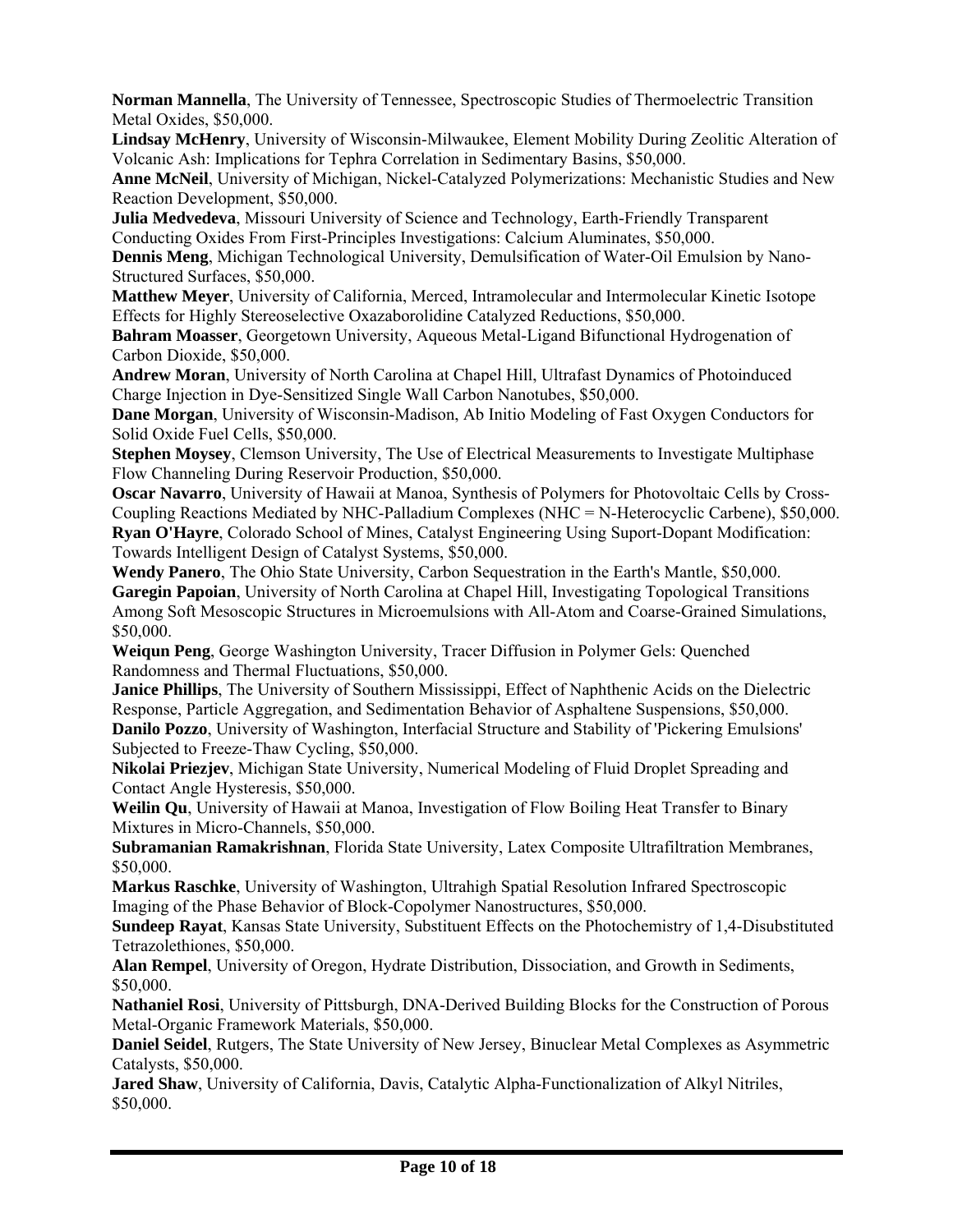**Norman Mannella**, The University of Tennessee, Spectroscopic Studies of Thermoelectric Transition Metal Oxides, $50,000.

**Lindsay McHenry**, University of Wisconsin-Milwaukee, Element Mobility During Zeolitic Alteration of Volcanic Ash: Implications for Tephra Correlation in Sedimentary Basins, $50,000.

**Anne McNeil**, University of Michigan, Nickel-Catalyzed Polymerizations: Mechanistic Studies and New Reaction Development, $50,000.

**Julia Medvedeva**, Missouri University of Science and Technology, Earth-Friendly Transparent Conducting Oxides From First-Principles Investigations: Calcium Aluminates, $50,000.

**Dennis Meng**, Michigan Technological University, Demulsification of Water-Oil Emulsion by Nano-Structured Surfaces, $50,000.

**Matthew Meyer**, University of California, Merced, Intramolecular and Intermolecular Kinetic Isotope Effects for Highly Stereoselective Oxazaborolidine Catalyzed Reductions, $50,000.

**Bahram Moasser**, Georgetown University, Aqueous Metal-Ligand Bifunctional Hydrogenation of Carbon Dioxide, $50,000.

**Andrew Moran**, University of North Carolina at Chapel Hill, Ultrafast Dynamics of Photoinduced Charge Injection in Dye-Sensitized Single Wall Carbon Nanotubes, $50,000.

**Dane Morgan**, University of Wisconsin-Madison, Ab Initio Modeling of Fast Oxygen Conductors for Solid Oxide Fuel Cells, $50,000.

**Stephen Moysey**, Clemson University, The Use of Electrical Measurements to Investigate Multiphase Flow Channeling During Reservoir Production, $50,000.

**Oscar Navarro**, University of Hawaii at Manoa, Synthesis of Polymers for Photovoltaic Cells by Cross-Coupling Reactions Mediated by NHC-Palladium Complexes (NHC = N-Heterocyclic Carbene), $50,000.

**Ryan O'Hayre**, Colorado School of Mines, Catalyst Engineering Using Suport-Dopant Modification: Towards Intelligent Design of Catalyst Systems, $50,000.

**Wendy Panero**, The Ohio State University, Carbon Sequestration in the Earth's Mantle, $50,000.

**Garegin Papoian**, University of North Carolina at Chapel Hill, Investigating Topological Transitions Among Soft Mesoscopic Structures in Microemulsions with All-Atom and Coarse-Grained Simulations, $50,000.

**Weiqun Peng**, George Washington University, Tracer Diffusion in Polymer Gels: Quenched Randomness and Thermal Fluctuations, $50,000.

**Janice Phillips**, The University of Southern Mississippi, Effect of Naphthenic Acids on the Dielectric Response, Particle Aggregation, and Sedimentation Behavior of Asphaltene Suspensions, $50,000.

**Danilo Pozzo**, University of Washington, Interfacial Structure and Stability of 'Pickering Emulsions' Subjected to Freeze-Thaw Cycling, $50,000.

**Nikolai Priezjev**, Michigan State University, Numerical Modeling of Fluid Droplet Spreading and Contact Angle Hysteresis, $50,000.

**Weilin Qu**, University of Hawaii at Manoa, Investigation of Flow Boiling Heat Transfer to Binary Mixtures in Micro-Channels, $50,000.

**Subramanian Ramakrishnan**, Florida State University, Latex Composite Ultrafiltration Membranes, $50,000.

**Markus Raschke**, University of Washington, Ultrahigh Spatial Resolution Infrared Spectroscopic Imaging of the Phase Behavior of Block-Copolymer Nanostructures, $50,000.

**Sundeep Rayat**, Kansas State University, Substituent Effects on the Photochemistry of 1,4-Disubstituted Tetrazolethiones, $50,000.

**Alan Rempel**, University of Oregon, Hydrate Distribution, Dissociation, and Growth in Sediments, $50,000.

**Nathaniel Rosi**, University of Pittsburgh, DNA-Derived Building Blocks for the Construction of Porous Metal-Organic Framework Materials, $50,000.

**Daniel Seidel**, Rutgers, The State University of New Jersey, Binuclear Metal Complexes as Asymmetric Catalysts, $50,000.

**Jared Shaw**, University of California, Davis, Catalytic Alpha-Functionalization of Alkyl Nitriles, $50,000.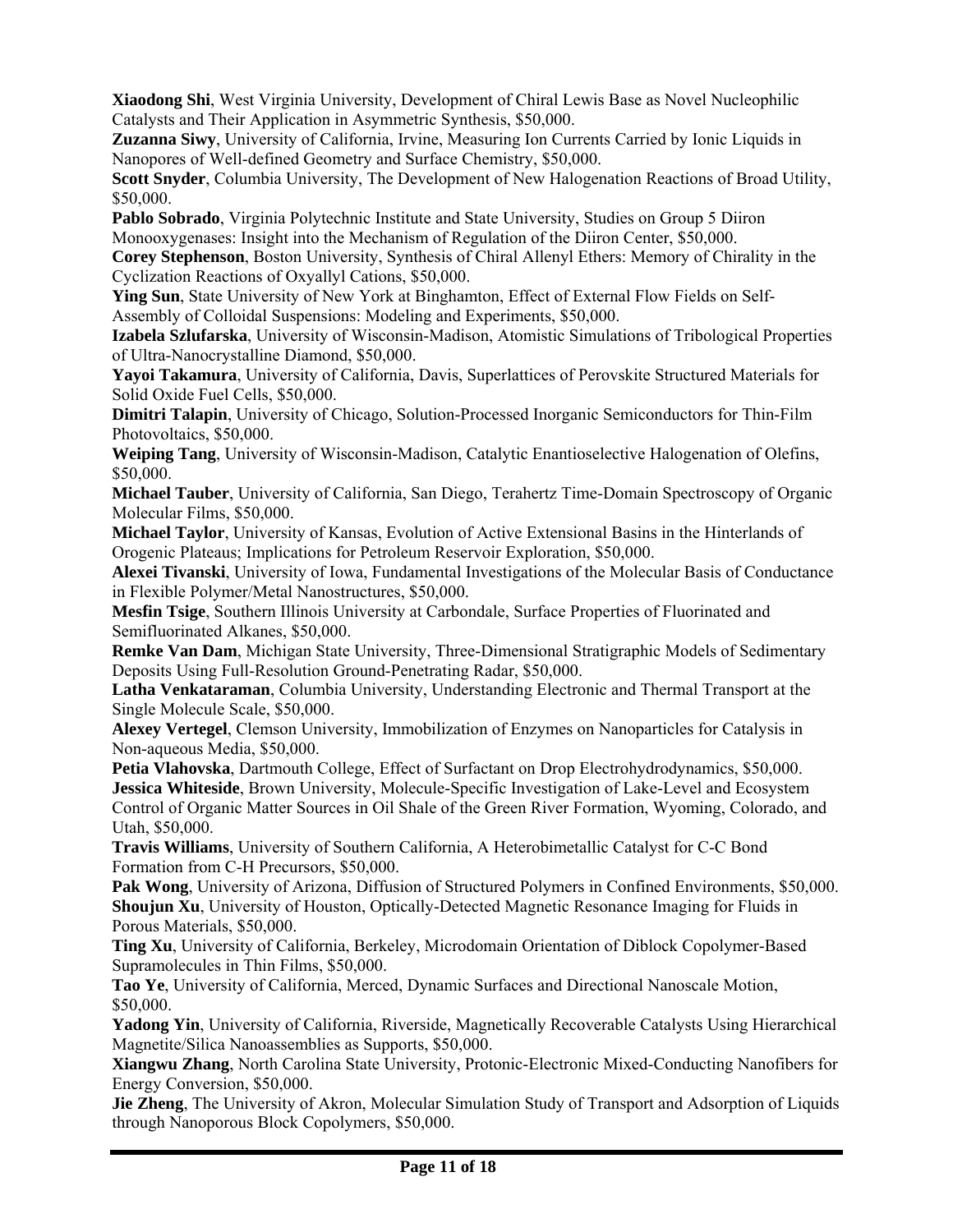**Xiaodong Shi**, West Virginia University, Development of Chiral Lewis Base as Novel Nucleophilic Catalysts and Their Application in Asymmetric Synthesis, $50,000.

**Zuzanna Siwy**, University of California, Irvine, Measuring Ion Currents Carried by Ionic Liquids in Nanopores of Well-defined Geometry and Surface Chemistry, $50,000.

**Scott Snyder**, Columbia University, The Development of New Halogenation Reactions of Broad Utility, $50,000.

**Pablo Sobrado**, Virginia Polytechnic Institute and State University, Studies on Group 5 Diiron Monooxygenases: Insight into the Mechanism of Regulation of the Diiron Center, $50,000.

**Corey Stephenson**, Boston University, Synthesis of Chiral Allenyl Ethers: Memory of Chirality in the Cyclization Reactions of Oxyallyl Cations, $50,000.

**Ying Sun**, State University of New York at Binghamton, Effect of External Flow Fields on Self-Assembly of Colloidal Suspensions: Modeling and Experiments, $50,000.

**Izabela Szlufarska**, University of Wisconsin-Madison, Atomistic Simulations of Tribological Properties of Ultra-Nanocrystalline Diamond, $50,000.

**Yayoi Takamura**, University of California, Davis, Superlattices of Perovskite Structured Materials for Solid Oxide Fuel Cells, $50,000.

**Dimitri Talapin**, University of Chicago, Solution-Processed Inorganic Semiconductors for Thin-Film Photovoltaics, $50,000.

**Weiping Tang**, University of Wisconsin-Madison, Catalytic Enantioselective Halogenation of Olefins, $50,000.

**Michael Tauber**, University of California, San Diego, Terahertz Time-Domain Spectroscopy of Organic Molecular Films, $50,000.

**Michael Taylor**, University of Kansas, Evolution of Active Extensional Basins in the Hinterlands of Orogenic Plateaus; Implications for Petroleum Reservoir Exploration, $50,000.

**Alexei Tivanski**, University of Iowa, Fundamental Investigations of the Molecular Basis of Conductance in Flexible Polymer/Metal Nanostructures, $50,000.

**Mesfin Tsige**, Southern Illinois University at Carbondale, Surface Properties of Fluorinated and Semifluorinated Alkanes, $50,000.

**Remke Van Dam**, Michigan State University, Three-Dimensional Stratigraphic Models of Sedimentary Deposits Using Full-Resolution Ground-Penetrating Radar, $50,000.

**Latha Venkataraman**, Columbia University, Understanding Electronic and Thermal Transport at the Single Molecule Scale, $50,000.

**Alexey Vertegel**, Clemson University, Immobilization of Enzymes on Nanoparticles for Catalysis in Non-aqueous Media, $50,000.

**Petia Vlahovska**, Dartmouth College, Effect of Surfactant on Drop Electrohydrodynamics, $50,000.

**Jessica Whiteside**, Brown University, Molecule-Specific Investigation of Lake-Level and Ecosystem Control of Organic Matter Sources in Oil Shale of the Green River Formation, Wyoming, Colorado, and Utah, $50,000.

**Travis Williams**, University of Southern California, A Heterobimetallic Catalyst for C-C Bond Formation from C-H Precursors, $50,000.

**Pak Wong**, University of Arizona, Diffusion of Structured Polymers in Confined Environments, $50,000.

**Shoujun Xu**, University of Houston, Optically-Detected Magnetic Resonance Imaging for Fluids in Porous Materials, $50,000.

**Ting Xu**, University of California, Berkeley, Microdomain Orientation of Diblock Copolymer-Based Supramolecules in Thin Films, $50,000.

**Tao Ye**, University of California, Merced, Dynamic Surfaces and Directional Nanoscale Motion, $50,000.

**Yadong Yin**, University of California, Riverside, Magnetically Recoverable Catalysts Using Hierarchical Magnetite/Silica Nanoassemblies as Supports, $50,000.

**Xiangwu Zhang**, North Carolina State University, Protonic-Electronic Mixed-Conducting Nanofibers for Energy Conversion, $50,000.

**Jie Zheng**, The University of Akron, Molecular Simulation Study of Transport and Adsorption of Liquids through Nanoporous Block Copolymers, $50,000.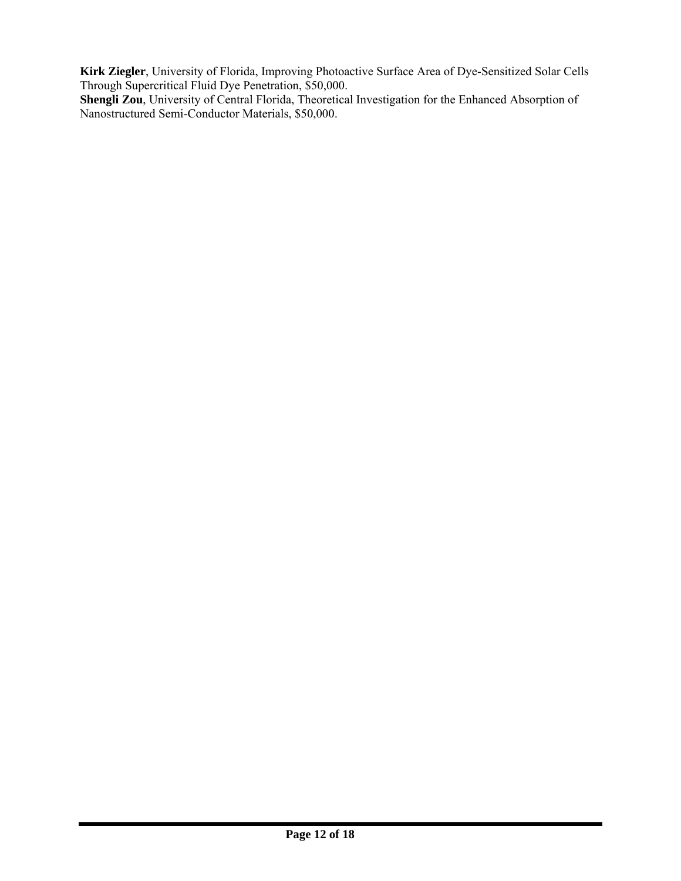**Kirk Ziegler**, University of Florida, Improving Photoactive Surface Area of Dye-Sensitized Solar Cells Through Supercritical Fluid Dye Penetration, $50,000.

**Shengli Zou**, University of Central Florida, Theoretical Investigation for the Enhanced Absorption of Nanostructured Semi-Conductor Materials, $50,000.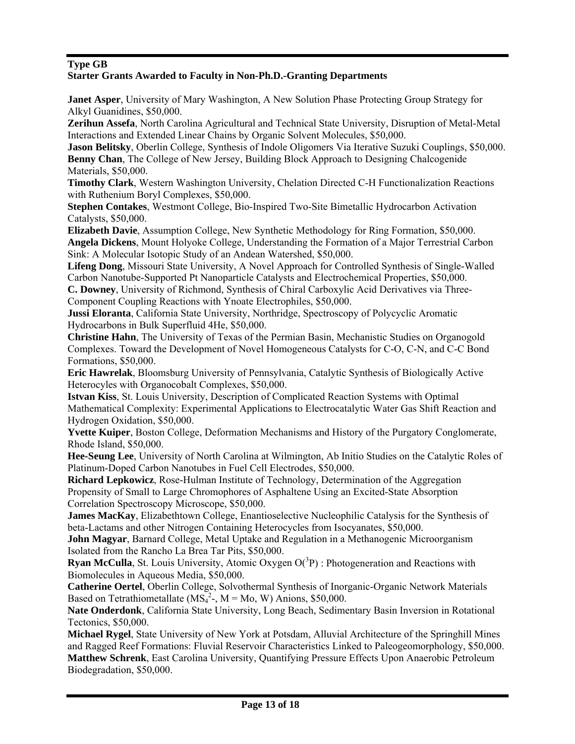**Type GB**
**Starter Grants Awarded to Faculty in Non-Ph.D.-Granting Departments**

**Janet Asper**, University of Mary Washington, A New Solution Phase Protecting Group Strategy for Alkyl Guanidines, $50,000.
**Zerihun Assefa**, North Carolina Agricultural and Technical State University, Disruption of Metal-Metal Interactions and Extended Linear Chains by Organic Solvent Molecules, $50,000.
**Jason Belitsky**, Oberlin College, Synthesis of Indole Oligomers Via Iterative Suzuki Couplings, $50,000.
**Benny Chan**, The College of New Jersey, Building Block Approach to Designing Chalcogenide Materials, $50,000.
**Timothy Clark**, Western Washington University, Chelation Directed C-H Functionalization Reactions with Ruthenium Boryl Complexes, $50,000.
**Stephen Contakes**, Westmont College, Bio-Inspired Two-Site Bimetallic Hydrocarbon Activation Catalysts, $50,000.
**Elizabeth Davie**, Assumption College, New Synthetic Methodology for Ring Formation, $50,000.
**Angela Dickens**, Mount Holyoke College, Understanding the Formation of a Major Terrestrial Carbon Sink: A Molecular Isotopic Study of an Andean Watershed, $50,000.
**Lifeng Dong**, Missouri State University, A Novel Approach for Controlled Synthesis of Single-Walled Carbon Nanotube-Supported Pt Nanoparticle Catalysts and Electrochemical Properties, $50,000.
**C. Downey**, University of Richmond, Synthesis of Chiral Carboxylic Acid Derivatives via Three-Component Coupling Reactions with Ynoate Electrophiles, $50,000.
**Jussi Eloranta**, California State University, Northridge, Spectroscopy of Polycyclic Aromatic Hydrocarbons in Bulk Superfluid 4He, $50,000.
**Christine Hahn**, The University of Texas of the Permian Basin, Mechanistic Studies on Organogold Complexes. Toward the Development of Novel Homogeneous Catalysts for C-O, C-N, and C-C Bond Formations, $50,000.
**Eric Hawrelak**, Bloomsburg University of Pennsylvania, Catalytic Synthesis of Biologically Active Heterocyles with Organocobalt Complexes, $50,000.
**Istvan Kiss**, St. Louis University, Description of Complicated Reaction Systems with Optimal Mathematical Complexity: Experimental Applications to Electrocatalytic Water Gas Shift Reaction and Hydrogen Oxidation, $50,000.
**Yvette Kuiper**, Boston College, Deformation Mechanisms and History of the Purgatory Conglomerate, Rhode Island, $50,000.
**Hee-Seung Lee**, University of North Carolina at Wilmington, Ab Initio Studies on the Catalytic Roles of Platinum-Doped Carbon Nanotubes in Fuel Cell Electrodes, $50,000.
**Richard Lepkowicz**, Rose-Hulman Institute of Technology, Determination of the Aggregation Propensity of Small to Large Chromophores of Asphaltene Using an Excited-State Absorption Correlation Spectroscopy Microscope, $50,000.
**James MacKay**, Elizabethtown College, Enantioselective Nucleophilic Catalysis for the Synthesis of beta-Lactams and other Nitrogen Containing Heterocycles from Isocyanates, $50,000.
**John Magyar**, Barnard College, Metal Uptake and Regulation in a Methanogenic Microorganism Isolated from the Rancho La Brea Tar Pits, $50,000.
**Ryan McCulla**, St. Louis University, Atomic Oxygen $O(^3P)$ : Photogeneration and Reactions with Biomolecules in Aqueous Media, $50,000.
**Catherine Oertel**, Oberlin College, Solvothermal Synthesis of Inorganic-Organic Network Materials Based on Tetrathiometallate ($MS_4^{2-}$, M = Mo, W) Anions, $50,000.
**Nate Onderdonk**, California State University, Long Beach, Sedimentary Basin Inversion in Rotational Tectonics, $50,000.
**Michael Rygel**, State University of New York at Potsdam, Alluvial Architecture of the Springhill Mines and Ragged Reef Formations: Fluvial Reservoir Characteristics Linked to Paleogeomorphology, $50,000.
**Matthew Schrenk**, East Carolina University, Quantifying Pressure Effects Upon Anaerobic Petroleum Biodegradation, $50,000.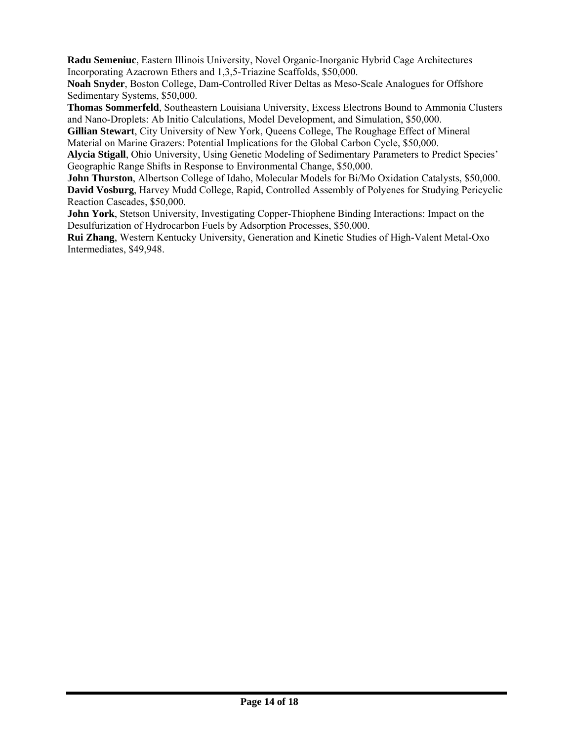**Radu Semeniuc**, Eastern Illinois University, Novel Organic-Inorganic Hybrid Cage Architectures Incorporating Azacrown Ethers and 1,3,5-Triazine Scaffolds, $50,000.

**Noah Snyder**, Boston College, Dam-Controlled River Deltas as Meso-Scale Analogues for Offshore Sedimentary Systems, $50,000.

**Thomas Sommerfeld**, Southeastern Louisiana University, Excess Electrons Bound to Ammonia Clusters and Nano-Droplets: Ab Initio Calculations, Model Development, and Simulation, $50,000.

**Gillian Stewart**, City University of New York, Queens College, The Roughage Effect of Mineral Material on Marine Grazers: Potential Implications for the Global Carbon Cycle, $50,000.

**Alycia Stigall**, Ohio University, Using Genetic Modeling of Sedimentary Parameters to Predict Species' Geographic Range Shifts in Response to Environmental Change, $50,000.

**John Thurston**, Albertson College of Idaho, Molecular Models for Bi/Mo Oxidation Catalysts, $50,000.

**David Vosburg**, Harvey Mudd College, Rapid, Controlled Assembly of Polyenes for Studying Pericyclic Reaction Cascades, $50,000.

**John York**, Stetson University, Investigating Copper-Thiophene Binding Interactions: Impact on the Desulfurization of Hydrocarbon Fuels by Adsorption Processes, $50,000.

**Rui Zhang**, Western Kentucky University, Generation and Kinetic Studies of High-Valent Metal-Oxo Intermediates, $49,948.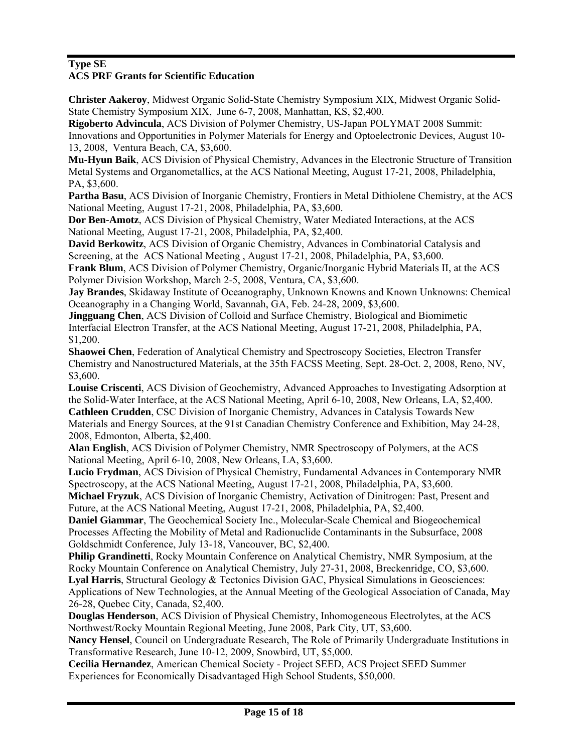**Type SE**
**ACS PRF Grants for Scientific Education**

**Christer Aakeroy**, Midwest Organic Solid-State Chemistry Symposium XIX, Midwest Organic Solid-State Chemistry Symposium XIX, June 6-7, 2008, Manhattan, KS, $2,400.
**Rigoberto Advincula**, ACS Division of Polymer Chemistry, US-Japan POLYMAT 2008 Summit: Innovations and Opportunities in Polymer Materials for Energy and Optoelectronic Devices, August 10-13, 2008, Ventura Beach, CA, $3,600.
**Mu-Hyun Baik**, ACS Division of Physical Chemistry, Advances in the Electronic Structure of Transition Metal Systems and Organometallics, at the ACS National Meeting, August 17-21, 2008, Philadelphia, PA, $3,600.
**Partha Basu**, ACS Division of Inorganic Chemistry, Frontiers in Metal Dithiolene Chemistry, at the ACS National Meeting, August 17-21, 2008, Philadelphia, PA, $3,600.
**Dor Ben-Amotz**, ACS Division of Physical Chemistry, Water Mediated Interactions, at the ACS National Meeting, August 17-21, 2008, Philadelphia, PA, $2,400.
**David Berkowitz**, ACS Division of Organic Chemistry, Advances in Combinatorial Catalysis and Screening, at the ACS National Meeting , August 17-21, 2008, Philadelphia, PA, $3,600.
**Frank Blum**, ACS Division of Polymer Chemistry, Organic/Inorganic Hybrid Materials II, at the ACS Polymer Division Workshop, March 2-5, 2008, Ventura, CA, $3,600.
**Jay Brandes**, Skidaway Institute of Oceanography, Unknown Knowns and Known Unknowns: Chemical Oceanography in a Changing World, Savannah, GA, Feb. 24-28, 2009, $3,600.
**Jingguang Chen**, ACS Division of Colloid and Surface Chemistry, Biological and Biomimetic Interfacial Electron Transfer, at the ACS National Meeting, August 17-21, 2008, Philadelphia, PA, $1,200.
**Shaowei Chen**, Federation of Analytical Chemistry and Spectroscopy Societies, Electron Transfer Chemistry and Nanostructured Materials, at the 35th FACSS Meeting, Sept. 28-Oct. 2, 2008, Reno, NV, $3,600.
**Louise Criscenti**, ACS Division of Geochemistry, Advanced Approaches to Investigating Adsorption at the Solid-Water Interface, at the ACS National Meeting, April 6-10, 2008, New Orleans, LA, $2,400.
**Cathleen Crudden**, CSC Division of Inorganic Chemistry, Advances in Catalysis Towards New Materials and Energy Sources, at the 91st Canadian Chemistry Conference and Exhibition, May 24-28, 2008, Edmonton, Alberta, $2,400.
**Alan English**, ACS Division of Polymer Chemistry, NMR Spectroscopy of Polymers, at the ACS National Meeting, April 6-10, 2008, New Orleans, LA, $3,600.
**Lucio Frydman**, ACS Division of Physical Chemistry, Fundamental Advances in Contemporary NMR Spectroscopy, at the ACS National Meeting, August 17-21, 2008, Philadelphia, PA, $3,600.
**Michael Fryzuk**, ACS Division of Inorganic Chemistry, Activation of Dinitrogen: Past, Present and Future, at the ACS National Meeting, August 17-21, 2008, Philadelphia, PA, $2,400.
**Daniel Giammar**, The Geochemical Society Inc., Molecular-Scale Chemical and Biogeochemical Processes Affecting the Mobility of Metal and Radionuclide Contaminants in the Subsurface, 2008 Goldschmidt Conference, July 13-18, Vancouver, BC, $2,400.
**Philip Grandinetti**, Rocky Mountain Conference on Analytical Chemistry, NMR Symposium, at the Rocky Mountain Conference on Analytical Chemistry, July 27-31, 2008, Breckenridge, CO, $3,600.
**Lyal Harris**, Structural Geology & Tectonics Division GAC, Physical Simulations in Geosciences: Applications of New Technologies, at the Annual Meeting of the Geological Association of Canada, May 26-28, Quebec City, Canada, $2,400.
**Douglas Henderson**, ACS Division of Physical Chemistry, Inhomogeneous Electrolytes, at the ACS Northwest/Rocky Mountain Regional Meeting, June 2008, Park City, UT, $3,600.
**Nancy Hensel**, Council on Undergraduate Research, The Role of Primarily Undergraduate Institutions in Transformative Research, June 10-12, 2009, Snowbird, UT, $5,000.
**Cecilia Hernandez**, American Chemical Society - Project SEED, ACS Project SEED Summer Experiences for Economically Disadvantaged High School Students, $50,000.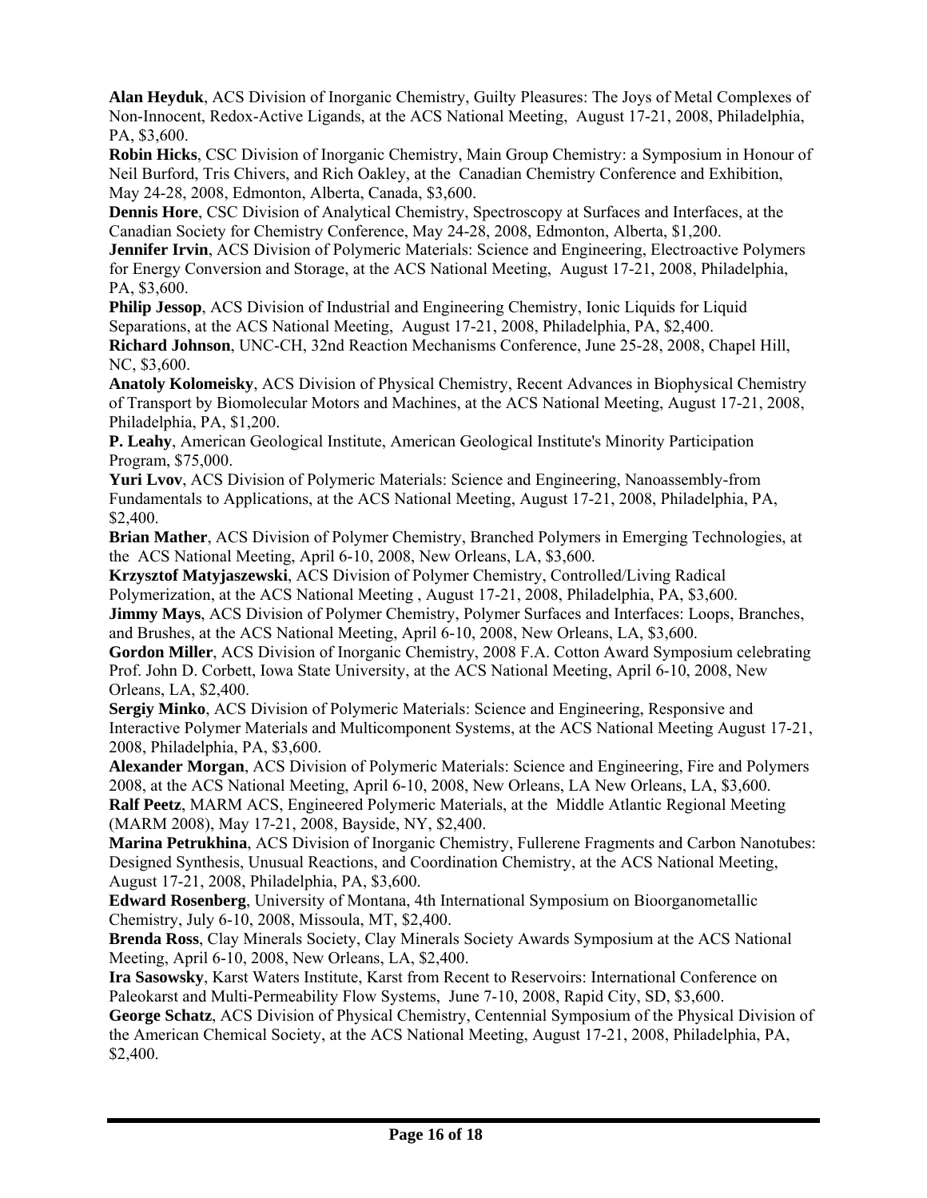**Alan Heyduk**, ACS Division of Inorganic Chemistry, Guilty Pleasures: The Joys of Metal Complexes of Non-Innocent, Redox-Active Ligands, at the ACS National Meeting, August 17-21, 2008, Philadelphia, PA, $3,600.

**Robin Hicks**, CSC Division of Inorganic Chemistry, Main Group Chemistry: a Symposium in Honour of Neil Burford, Tris Chivers, and Rich Oakley, at the Canadian Chemistry Conference and Exhibition, May 24-28, 2008, Edmonton, Alberta, Canada, $3,600.

**Dennis Hore**, CSC Division of Analytical Chemistry, Spectroscopy at Surfaces and Interfaces, at the Canadian Society for Chemistry Conference, May 24-28, 2008, Edmonton, Alberta, $1,200.

**Jennifer Irvin**, ACS Division of Polymeric Materials: Science and Engineering, Electroactive Polymers for Energy Conversion and Storage, at the ACS National Meeting, August 17-21, 2008, Philadelphia, PA, $3,600.

**Philip Jessop**, ACS Division of Industrial and Engineering Chemistry, Ionic Liquids for Liquid Separations, at the ACS National Meeting, August 17-21, 2008, Philadelphia, PA, $2,400.

**Richard Johnson**, UNC-CH, 32nd Reaction Mechanisms Conference, June 25-28, 2008, Chapel Hill, NC, $3,600.

**Anatoly Kolomeisky**, ACS Division of Physical Chemistry, Recent Advances in Biophysical Chemistry of Transport by Biomolecular Motors and Machines, at the ACS National Meeting, August 17-21, 2008, Philadelphia, PA, $1,200.

**P. Leahy**, American Geological Institute, American Geological Institute's Minority Participation Program, $75,000.

**Yuri Lvov**, ACS Division of Polymeric Materials: Science and Engineering, Nanoassembly-from Fundamentals to Applications, at the ACS National Meeting, August 17-21, 2008, Philadelphia, PA, $2,400.

**Brian Mather**, ACS Division of Polymer Chemistry, Branched Polymers in Emerging Technologies, at the ACS National Meeting, April 6-10, 2008, New Orleans, LA, $3,600.

**Krzysztof Matyjaszewski**, ACS Division of Polymer Chemistry, Controlled/Living Radical Polymerization, at the ACS National Meeting , August 17-21, 2008, Philadelphia, PA, $3,600.

**Jimmy Mays**, ACS Division of Polymer Chemistry, Polymer Surfaces and Interfaces: Loops, Branches, and Brushes, at the ACS National Meeting, April 6-10, 2008, New Orleans, LA, $3,600.

**Gordon Miller**, ACS Division of Inorganic Chemistry, 2008 F.A. Cotton Award Symposium celebrating Prof. John D. Corbett, Iowa State University, at the ACS National Meeting, April 6-10, 2008, New Orleans, LA, $2,400.

**Sergiy Minko**, ACS Division of Polymeric Materials: Science and Engineering, Responsive and Interactive Polymer Materials and Multicomponent Systems, at the ACS National Meeting August 17-21, 2008, Philadelphia, PA, $3,600.

**Alexander Morgan**, ACS Division of Polymeric Materials: Science and Engineering, Fire and Polymers 2008, at the ACS National Meeting, April 6-10, 2008, New Orleans, LA New Orleans, LA, $3,600.

**Ralf Peetz**, MARM ACS, Engineered Polymeric Materials, at the Middle Atlantic Regional Meeting (MARM 2008), May 17-21, 2008, Bayside, NY, $2,400.

**Marina Petrukhina**, ACS Division of Inorganic Chemistry, Fullerene Fragments and Carbon Nanotubes: Designed Synthesis, Unusual Reactions, and Coordination Chemistry, at the ACS National Meeting, August 17-21, 2008, Philadelphia, PA, $3,600.

**Edward Rosenberg**, University of Montana, 4th International Symposium on Bioorganometallic Chemistry, July 6-10, 2008, Missoula, MT, $2,400.

**Brenda Ross**, Clay Minerals Society, Clay Minerals Society Awards Symposium at the ACS National Meeting, April 6-10, 2008, New Orleans, LA, $2,400.

**Ira Sasowsky**, Karst Waters Institute, Karst from Recent to Reservoirs: International Conference on Paleokarst and Multi-Permeability Flow Systems, June 7-10, 2008, Rapid City, SD, $3,600.

**George Schatz**, ACS Division of Physical Chemistry, Centennial Symposium of the Physical Division of the American Chemical Society, at the ACS National Meeting, August 17-21, 2008, Philadelphia, PA, $2,400.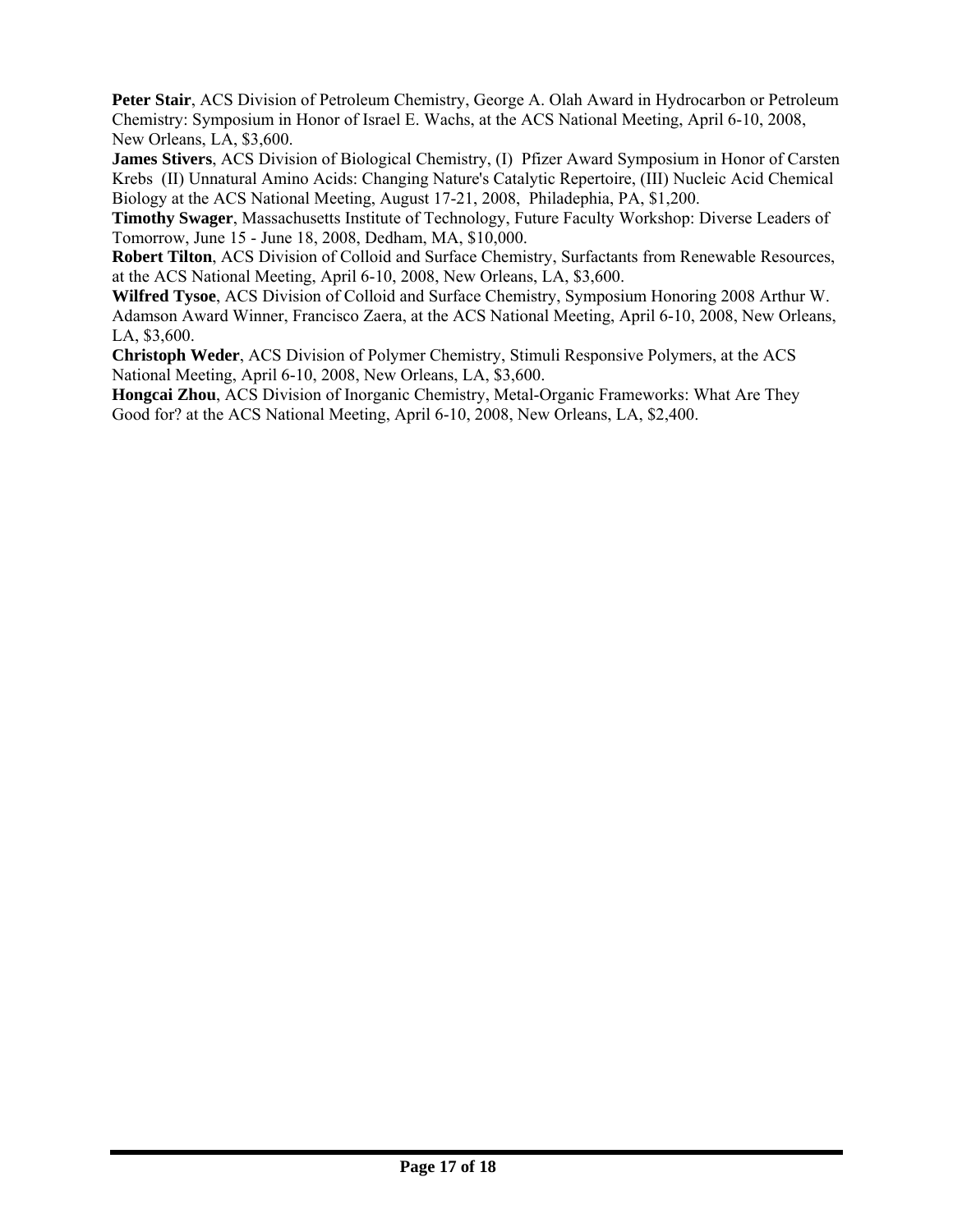**Peter Stair**, ACS Division of Petroleum Chemistry, George A. Olah Award in Hydrocarbon or Petroleum Chemistry: Symposium in Honor of Israel E. Wachs, at the ACS National Meeting, April 6-10, 2008, New Orleans, LA, $3,600.

**James Stivers**, ACS Division of Biological Chemistry, (I) Pfizer Award Symposium in Honor of Carsten Krebs (II) Unnatural Amino Acids: Changing Nature's Catalytic Repertoire, (III) Nucleic Acid Chemical Biology at the ACS National Meeting, August 17-21, 2008, Philadephia, PA, $1,200.

**Timothy Swager**, Massachusetts Institute of Technology, Future Faculty Workshop: Diverse Leaders of Tomorrow, June 15 - June 18, 2008, Dedham, MA, $10,000.

**Robert Tilton**, ACS Division of Colloid and Surface Chemistry, Surfactants from Renewable Resources, at the ACS National Meeting, April 6-10, 2008, New Orleans, LA, $3,600.

**Wilfred Tysoe**, ACS Division of Colloid and Surface Chemistry, Symposium Honoring 2008 Arthur W. Adamson Award Winner, Francisco Zaera, at the ACS National Meeting, April 6-10, 2008, New Orleans, LA, $3,600.

**Christoph Weder**, ACS Division of Polymer Chemistry, Stimuli Responsive Polymers, at the ACS National Meeting, April 6-10, 2008, New Orleans, LA, $3,600.

**Hongcai Zhou**, ACS Division of Inorganic Chemistry, Metal-Organic Frameworks: What Are They Good for? at the ACS National Meeting, April 6-10, 2008, New Orleans, LA, $2,400.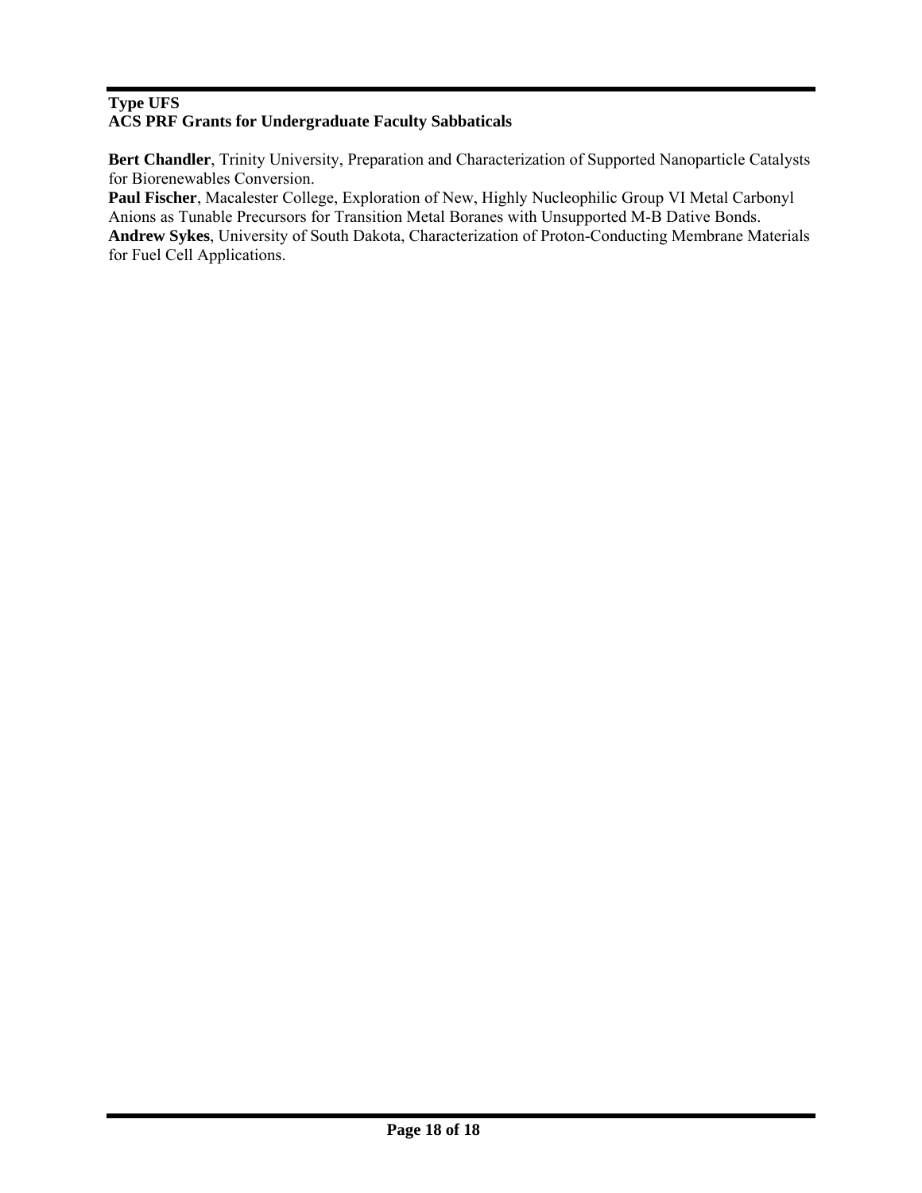**Type UFS**
**ACS PRF Grants for Undergraduate Faculty Sabbaticals**

**Bert Chandler**, Trinity University, Preparation and Characterization of Supported Nanoparticle Catalysts for Biorenewables Conversion.
**Paul Fischer**, Macalester College, Exploration of New, Highly Nucleophilic Group VI Metal Carbonyl Anions as Tunable Precursors for Transition Metal Boranes with Unsupported M-B Dative Bonds.
**Andrew Sykes**, University of South Dakota, Characterization of Proton-Conducting Membrane Materials for Fuel Cell Applications.